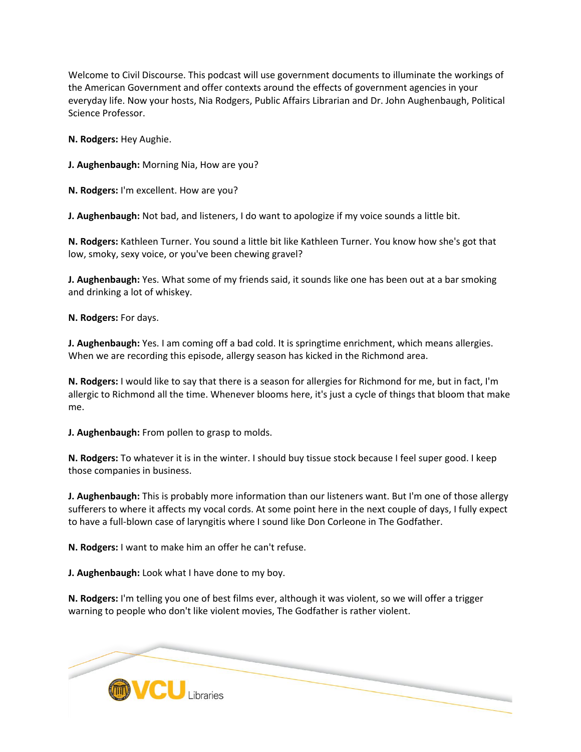Welcome to Civil Discourse. This podcast will use government documents to illuminate the workings of the American Government and offer contexts around the effects of government agencies in your everyday life. Now your hosts, Nia Rodgers, Public Affairs Librarian and Dr. John Aughenbaugh, Political Science Professor.

**N. Rodgers:** Hey Aughie.

**J. Aughenbaugh:** Morning Nia, How are you?

**N. Rodgers:** I'm excellent. How are you?

**J. Aughenbaugh:** Not bad, and listeners, I do want to apologize if my voice sounds a little bit.

**N. Rodgers:** Kathleen Turner. You sound a little bit like Kathleen Turner. You know how she's got that low, smoky, sexy voice, or you've been chewing gravel?

**J. Aughenbaugh:** Yes. What some of my friends said, it sounds like one has been out at a bar smoking and drinking a lot of whiskey.

**N. Rodgers:** For days.

**J. Aughenbaugh:** Yes. I am coming off a bad cold. It is springtime enrichment, which means allergies. When we are recording this episode, allergy season has kicked in the Richmond area.

**N. Rodgers:** I would like to say that there is a season for allergies for Richmond for me, but in fact, I'm allergic to Richmond all the time. Whenever blooms here, it's just a cycle of things that bloom that make me.

**J. Aughenbaugh:** From pollen to grasp to molds.

**N. Rodgers:** To whatever it is in the winter. I should buy tissue stock because I feel super good. I keep those companies in business.

**J. Aughenbaugh:** This is probably more information than our listeners want. But I'm one of those allergy sufferers to where it affects my vocal cords. At some point here in the next couple of days, I fully expect to have a full-blown case of laryngitis where I sound like Don Corleone in The Godfather.

**N. Rodgers:** I want to make him an offer he can't refuse.

**J. Aughenbaugh:** Look what I have done to my boy.

**N. Rodgers:** I'm telling you one of best films ever, although it was violent, so we will offer a trigger warning to people who don't like violent movies, The Godfather is rather violent.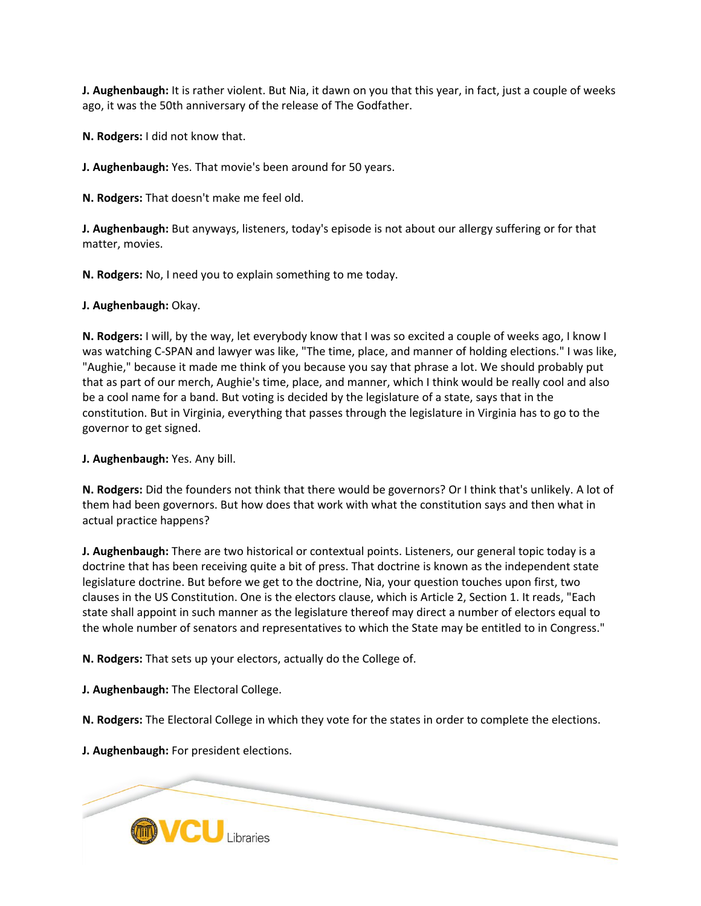**J. Aughenbaugh:** It is rather violent. But Nia, it dawn on you that this year, in fact, just a couple of weeks ago, it was the 50th anniversary of the release of The Godfather.

**N. Rodgers:** I did not know that.

**J. Aughenbaugh:** Yes. That movie's been around for 50 years.

**N. Rodgers:** That doesn't make me feel old.

**J. Aughenbaugh:** But anyways, listeners, today's episode is not about our allergy suffering or for that matter, movies.

**N. Rodgers:** No, I need you to explain something to me today.

**J. Aughenbaugh:** Okay.

**N. Rodgers:** I will, by the way, let everybody know that I was so excited a couple of weeks ago, I know I was watching C-SPAN and lawyer was like, "The time, place, and manner of holding elections." I was like, "Aughie," because it made me think of you because you say that phrase a lot. We should probably put that as part of our merch, Aughie's time, place, and manner, which I think would be really cool and also be a cool name for a band. But voting is decided by the legislature of a state, says that in the constitution. But in Virginia, everything that passes through the legislature in Virginia has to go to the governor to get signed.

**J. Aughenbaugh:** Yes. Any bill.

**N. Rodgers:** Did the founders not think that there would be governors? Or I think that's unlikely. A lot of them had been governors. But how does that work with what the constitution says and then what in actual practice happens?

**J. Aughenbaugh:** There are two historical or contextual points. Listeners, our general topic today is a doctrine that has been receiving quite a bit of press. That doctrine is known as the independent state legislature doctrine. But before we get to the doctrine, Nia, your question touches upon first, two clauses in the US Constitution. One is the electors clause, which is Article 2, Section 1. It reads, "Each state shall appoint in such manner as the legislature thereof may direct a number of electors equal to the whole number of senators and representatives to which the State may be entitled to in Congress."

**N. Rodgers:** That sets up your electors, actually do the College of.

**J. Aughenbaugh:** The Electoral College.

**N. Rodgers:** The Electoral College in which they vote for the states in order to complete the elections.

**J. Aughenbaugh:** For president elections.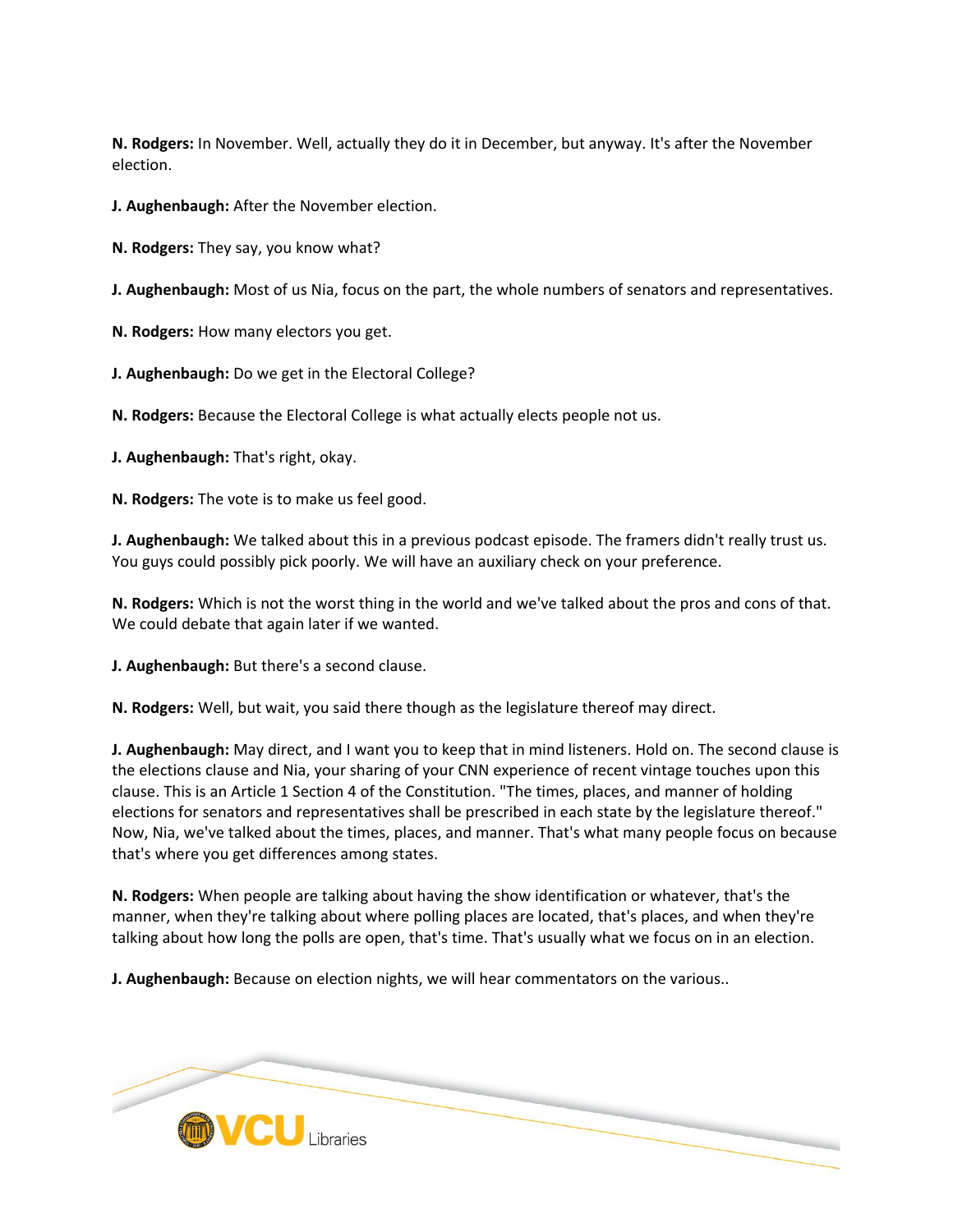**N. Rodgers:** In November. Well, actually they do it in December, but anyway. It's after the November election.

**J. Aughenbaugh:** After the November election.

**N. Rodgers:** They say, you know what?

**J. Aughenbaugh:** Most of us Nia, focus on the part, the whole numbers of senators and representatives.

**N. Rodgers:** How many electors you get.

**J. Aughenbaugh:** Do we get in the Electoral College?

**N. Rodgers:** Because the Electoral College is what actually elects people not us.

**J. Aughenbaugh:** That's right, okay.

**N. Rodgers:** The vote is to make us feel good.

**J. Aughenbaugh:** We talked about this in a previous podcast episode. The framers didn't really trust us. You guys could possibly pick poorly. We will have an auxiliary check on your preference.

**N. Rodgers:** Which is not the worst thing in the world and we've talked about the pros and cons of that. We could debate that again later if we wanted.

**J. Aughenbaugh:** But there's a second clause.

**N. Rodgers:** Well, but wait, you said there though as the legislature thereof may direct.

**J. Aughenbaugh:** May direct, and I want you to keep that in mind listeners. Hold on. The second clause is the elections clause and Nia, your sharing of your CNN experience of recent vintage touches upon this clause. This is an Article 1 Section 4 of the Constitution. "The times, places, and manner of holding elections for senators and representatives shall be prescribed in each state by the legislature thereof." Now, Nia, we've talked about the times, places, and manner. That's what many people focus on because that's where you get differences among states.

**N. Rodgers:** When people are talking about having the show identification or whatever, that's the manner, when they're talking about where polling places are located, that's places, and when they're talking about how long the polls are open, that's time. That's usually what we focus on in an election.

**J. Aughenbaugh:** Because on election nights, we will hear commentators on the various..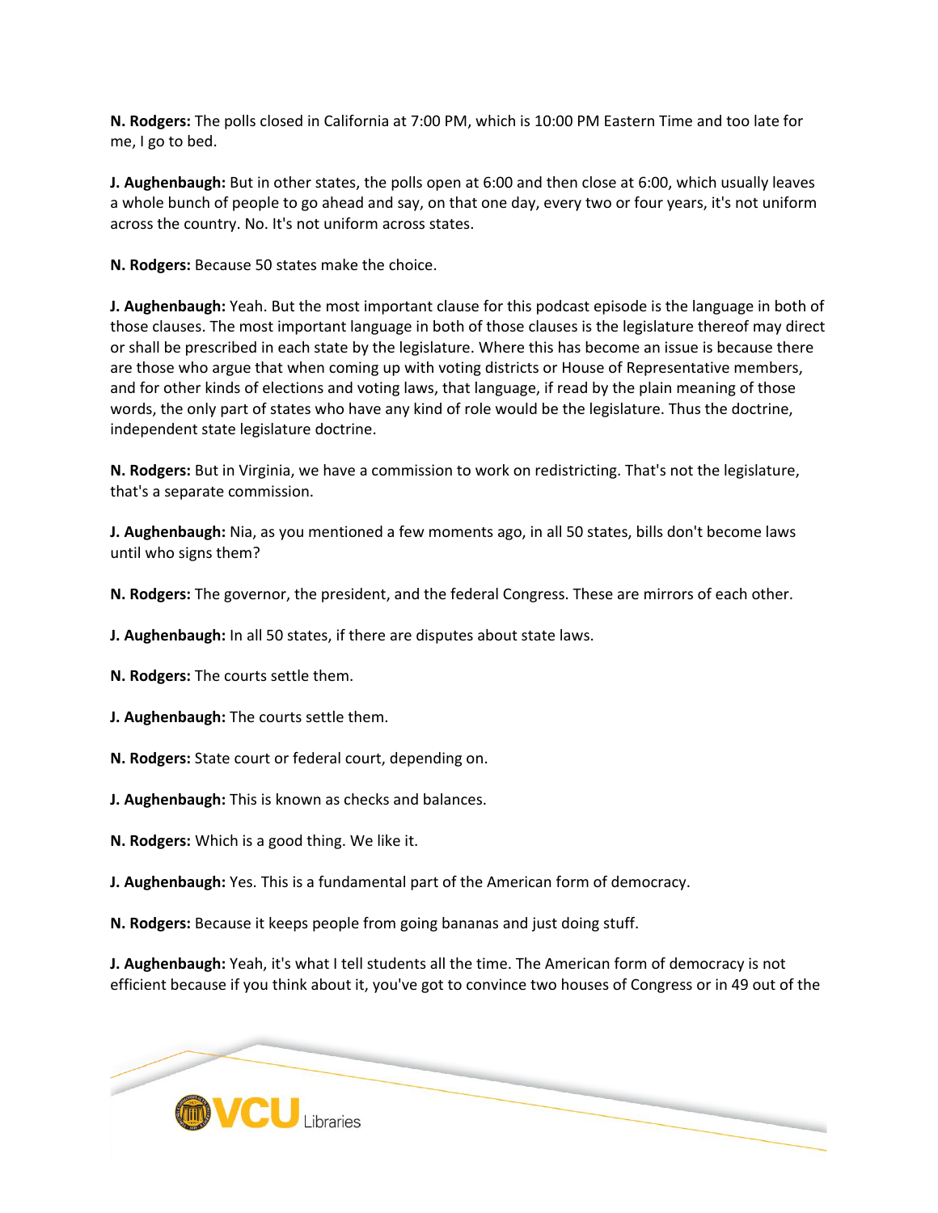**N. Rodgers:** The polls closed in California at 7:00 PM, which is 10:00 PM Eastern Time and too late for me, I go to bed.

**J. Aughenbaugh:** But in other states, the polls open at 6:00 and then close at 6:00, which usually leaves a whole bunch of people to go ahead and say, on that one day, every two or four years, it's not uniform across the country. No. It's not uniform across states.

**N. Rodgers:** Because 50 states make the choice.

**J. Aughenbaugh:** Yeah. But the most important clause for this podcast episode is the language in both of those clauses. The most important language in both of those clauses is the legislature thereof may direct or shall be prescribed in each state by the legislature. Where this has become an issue is because there are those who argue that when coming up with voting districts or House of Representative members, and for other kinds of elections and voting laws, that language, if read by the plain meaning of those words, the only part of states who have any kind of role would be the legislature. Thus the doctrine, independent state legislature doctrine.

**N. Rodgers:** But in Virginia, we have a commission to work on redistricting. That's not the legislature, that's a separate commission.

**J. Aughenbaugh:** Nia, as you mentioned a few moments ago, in all 50 states, bills don't become laws until who signs them?

**N. Rodgers:** The governor, the president, and the federal Congress. These are mirrors of each other.

**J. Aughenbaugh:** In all 50 states, if there are disputes about state laws.

**N. Rodgers:** The courts settle them.

**J. Aughenbaugh:** The courts settle them.

**N. Rodgers:** State court or federal court, depending on.

**J. Aughenbaugh:** This is known as checks and balances.

**N. Rodgers:** Which is a good thing. We like it.

**J. Aughenbaugh:** Yes. This is a fundamental part of the American form of democracy.

**N. Rodgers:** Because it keeps people from going bananas and just doing stuff.

**J. Aughenbaugh:** Yeah, it's what I tell students all the time. The American form of democracy is not efficient because if you think about it, you've got to convince two houses of Congress or in 49 out of the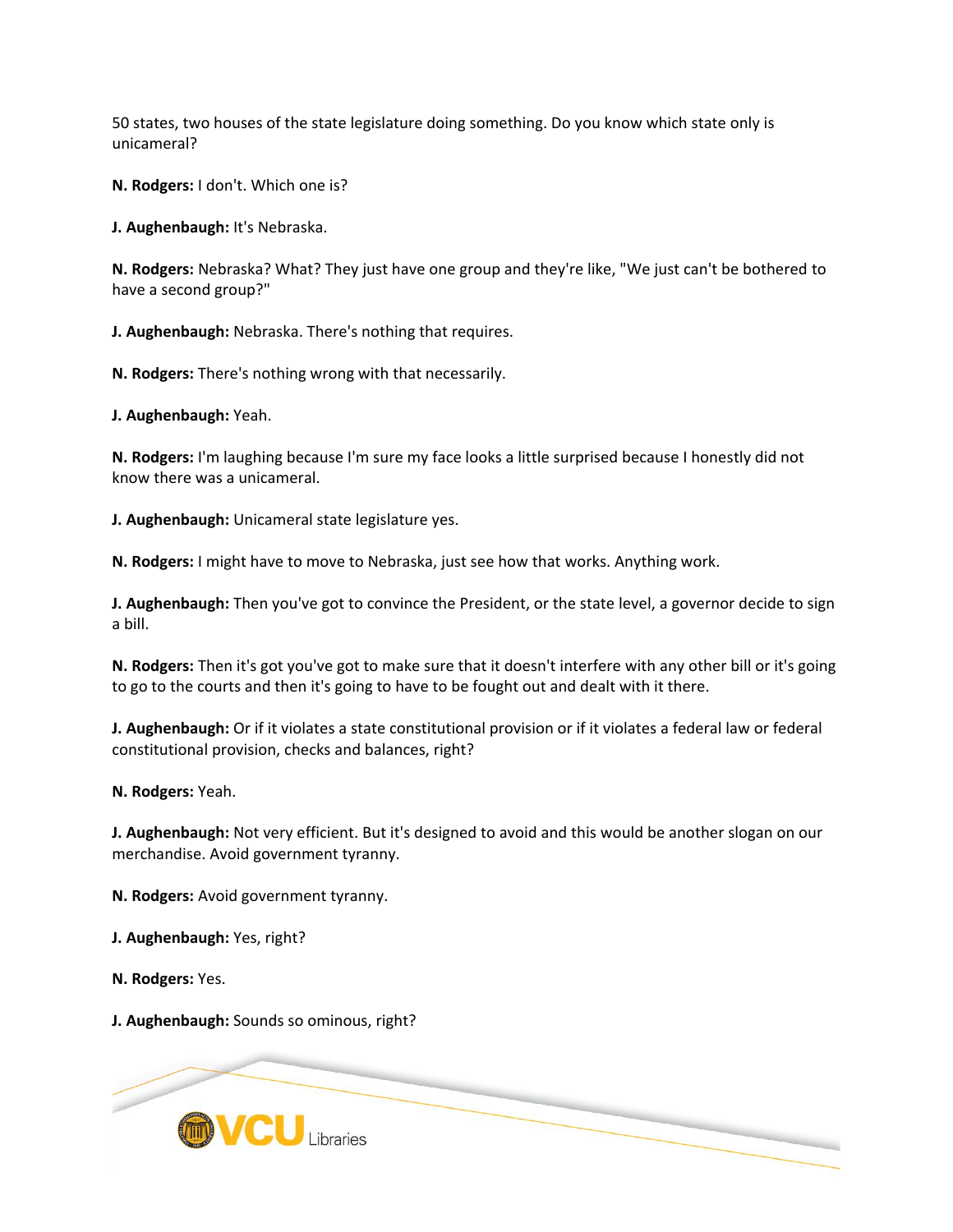50 states, two houses of the state legislature doing something. Do you know which state only is unicameral?

**N. Rodgers:** I don't. Which one is?

**J. Aughenbaugh:** It's Nebraska.

**N. Rodgers:** Nebraska? What? They just have one group and they're like, "We just can't be bothered to have a second group?"

**J. Aughenbaugh:** Nebraska. There's nothing that requires.

**N. Rodgers:** There's nothing wrong with that necessarily.

**J. Aughenbaugh:** Yeah.

**N. Rodgers:** I'm laughing because I'm sure my face looks a little surprised because I honestly did not know there was a unicameral.

**J. Aughenbaugh:** Unicameral state legislature yes.

**N. Rodgers:** I might have to move to Nebraska, just see how that works. Anything work.

**J. Aughenbaugh:** Then you've got to convince the President, or the state level, a governor decide to sign a bill.

**N. Rodgers:** Then it's got you've got to make sure that it doesn't interfere with any other bill or it's going to go to the courts and then it's going to have to be fought out and dealt with it there.

**J. Aughenbaugh:** Or if it violates a state constitutional provision or if it violates a federal law or federal constitutional provision, checks and balances, right?

**N. Rodgers:** Yeah.

**J. Aughenbaugh:** Not very efficient. But it's designed to avoid and this would be another slogan on our merchandise. Avoid government tyranny.

**N. Rodgers:** Avoid government tyranny.

**J. Aughenbaugh:** Yes, right?

**N. Rodgers:** Yes.

**J. Aughenbaugh:** Sounds so ominous, right?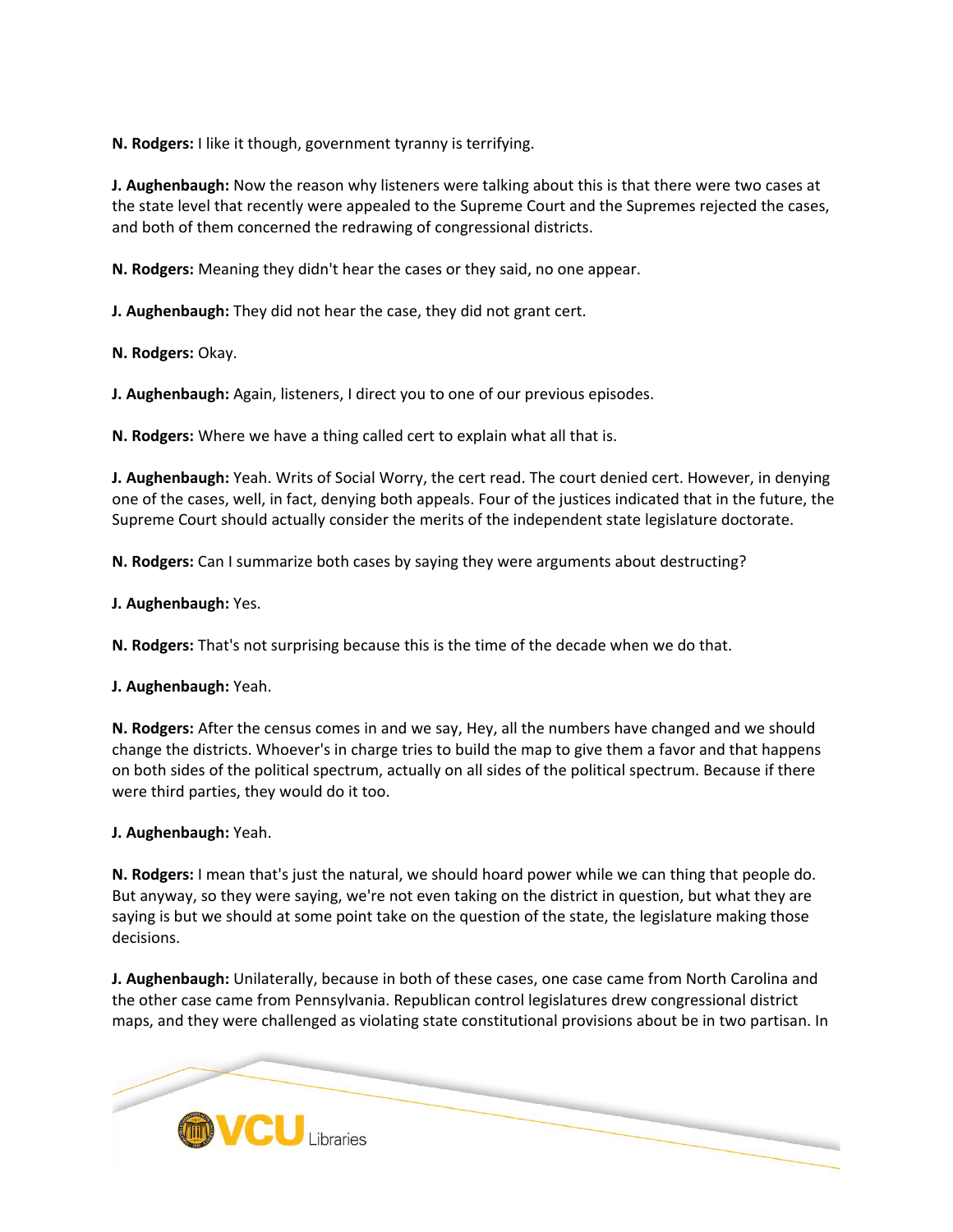**N. Rodgers:** I like it though, government tyranny is terrifying.

**J. Aughenbaugh:** Now the reason why listeners were talking about this is that there were two cases at the state level that recently were appealed to the Supreme Court and the Supremes rejected the cases, and both of them concerned the redrawing of congressional districts.

**N. Rodgers:** Meaning they didn't hear the cases or they said, no one appear.

**J. Aughenbaugh:** They did not hear the case, they did not grant cert.

**N. Rodgers:** Okay.

**J. Aughenbaugh:** Again, listeners, I direct you to one of our previous episodes.

**N. Rodgers:** Where we have a thing called cert to explain what all that is.

**J. Aughenbaugh:** Yeah. Writs of Social Worry, the cert read. The court denied cert. However, in denying one of the cases, well, in fact, denying both appeals. Four of the justices indicated that in the future, the Supreme Court should actually consider the merits of the independent state legislature doctorate.

**N. Rodgers:** Can I summarize both cases by saying they were arguments about destructing?

**J. Aughenbaugh:** Yes.

**N. Rodgers:** That's not surprising because this is the time of the decade when we do that.

**J. Aughenbaugh:** Yeah.

**N. Rodgers:** After the census comes in and we say, Hey, all the numbers have changed and we should change the districts. Whoever's in charge tries to build the map to give them a favor and that happens on both sides of the political spectrum, actually on all sides of the political spectrum. Because if there were third parties, they would do it too.

**J. Aughenbaugh:** Yeah.

**N. Rodgers:** I mean that's just the natural, we should hoard power while we can thing that people do. But anyway, so they were saying, we're not even taking on the district in question, but what they are saying is but we should at some point take on the question of the state, the legislature making those decisions.

**J. Aughenbaugh:** Unilaterally, because in both of these cases, one case came from North Carolina and the other case came from Pennsylvania. Republican control legislatures drew congressional district maps, and they were challenged as violating state constitutional provisions about be in two partisan. In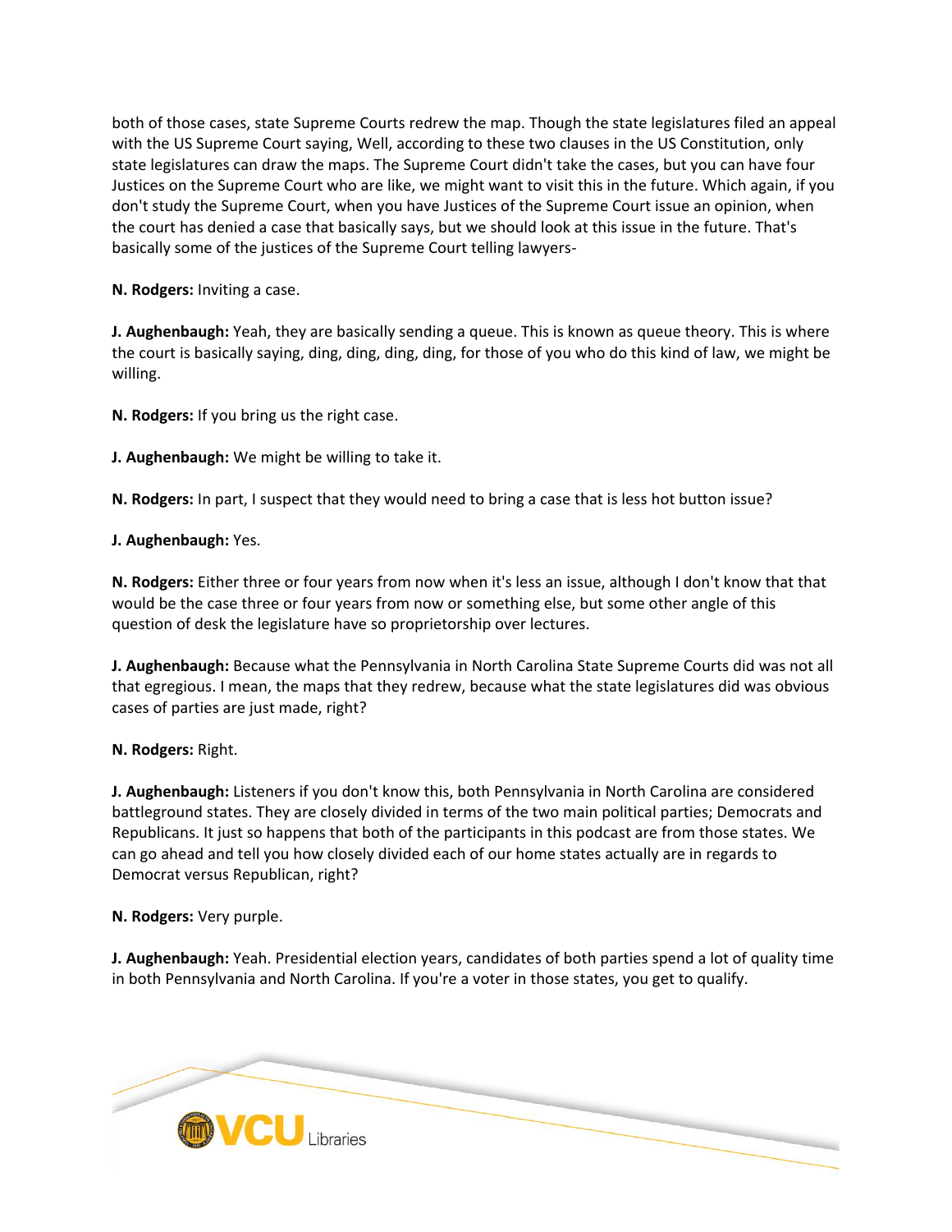both of those cases, state Supreme Courts redrew the map. Though the state legislatures filed an appeal with the US Supreme Court saying, Well, according to these two clauses in the US Constitution, only state legislatures can draw the maps. The Supreme Court didn't take the cases, but you can have four Justices on the Supreme Court who are like, we might want to visit this in the future. Which again, if you don't study the Supreme Court, when you have Justices of the Supreme Court issue an opinion, when the court has denied a case that basically says, but we should look at this issue in the future. That's basically some of the justices of the Supreme Court telling lawyers-

**N. Rodgers:** Inviting a case.

**J. Aughenbaugh:** Yeah, they are basically sending a queue. This is known as queue theory. This is where the court is basically saying, ding, ding, ding, ding, for those of you who do this kind of law, we might be willing.

**N. Rodgers:** If you bring us the right case.

**J. Aughenbaugh:** We might be willing to take it.

**N. Rodgers:** In part, I suspect that they would need to bring a case that is less hot button issue?

**J. Aughenbaugh:** Yes.

**N. Rodgers:** Either three or four years from now when it's less an issue, although I don't know that that would be the case three or four years from now or something else, but some other angle of this question of desk the legislature have so proprietorship over lectures.

**J. Aughenbaugh:** Because what the Pennsylvania in North Carolina State Supreme Courts did was not all that egregious. I mean, the maps that they redrew, because what the state legislatures did was obvious cases of parties are just made, right?

**N. Rodgers:** Right.

**J. Aughenbaugh:** Listeners if you don't know this, both Pennsylvania in North Carolina are considered battleground states. They are closely divided in terms of the two main political parties; Democrats and Republicans. It just so happens that both of the participants in this podcast are from those states. We can go ahead and tell you how closely divided each of our home states actually are in regards to Democrat versus Republican, right?

**N. Rodgers:** Very purple.

**J. Aughenbaugh:** Yeah. Presidential election years, candidates of both parties spend a lot of quality time in both Pennsylvania and North Carolina. If you're a voter in those states, you get to qualify.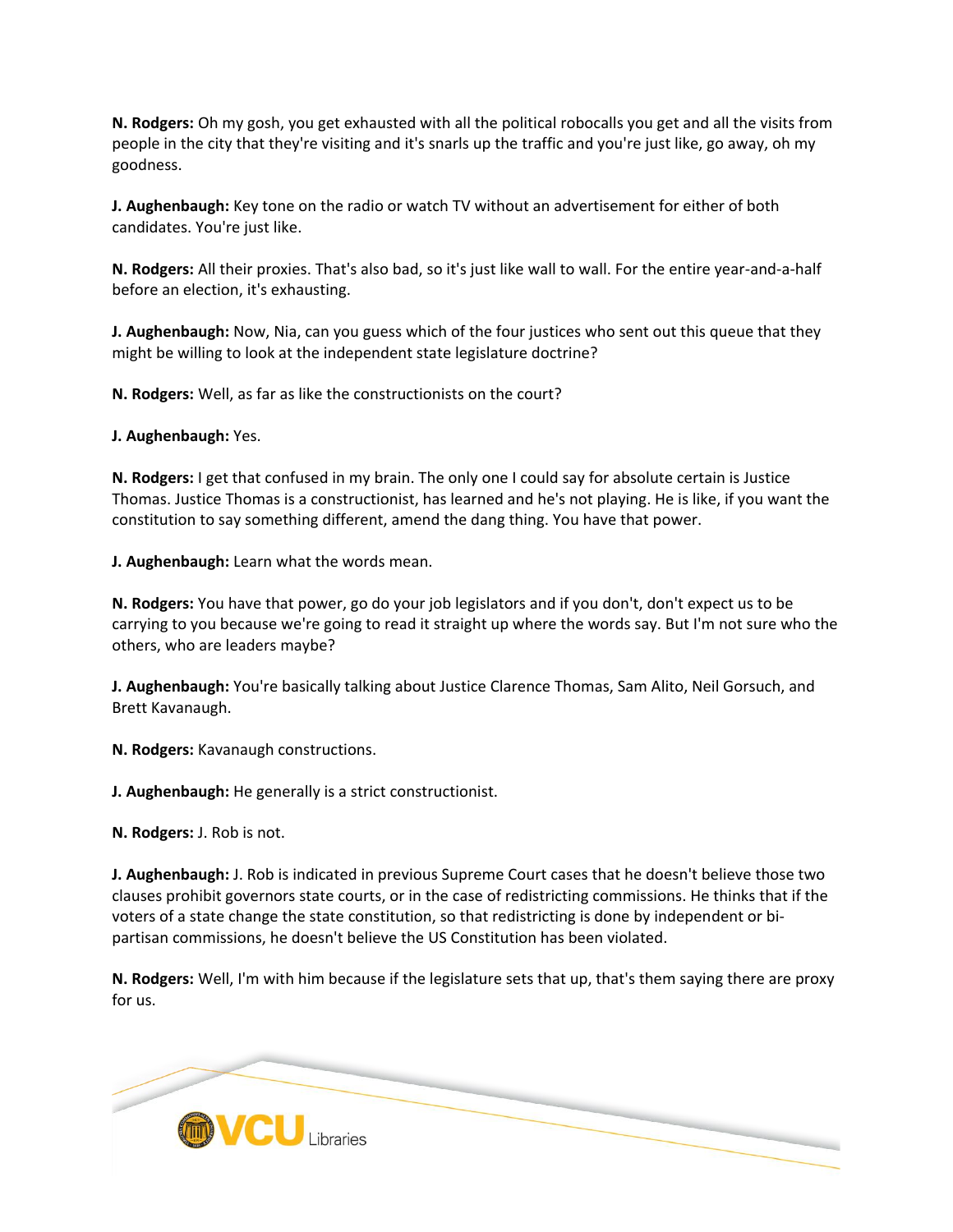**N. Rodgers:** Oh my gosh, you get exhausted with all the political robocalls you get and all the visits from people in the city that they're visiting and it's snarls up the traffic and you're just like, go away, oh my goodness.

**J. Aughenbaugh:** Key tone on the radio or watch TV without an advertisement for either of both candidates. You're just like.

**N. Rodgers:** All their proxies. That's also bad, so it's just like wall to wall. For the entire year-and-a-half before an election, it's exhausting.

**J. Aughenbaugh:** Now, Nia, can you guess which of the four justices who sent out this queue that they might be willing to look at the independent state legislature doctrine?

**N. Rodgers:** Well, as far as like the constructionists on the court?

**J. Aughenbaugh:** Yes.

**N. Rodgers:** I get that confused in my brain. The only one I could say for absolute certain is Justice Thomas. Justice Thomas is a constructionist, has learned and he's not playing. He is like, if you want the constitution to say something different, amend the dang thing. You have that power.

**J. Aughenbaugh:** Learn what the words mean.

**N. Rodgers:** You have that power, go do your job legislators and if you don't, don't expect us to be carrying to you because we're going to read it straight up where the words say. But I'm not sure who the others, who are leaders maybe?

**J. Aughenbaugh:** You're basically talking about Justice Clarence Thomas, Sam Alito, Neil Gorsuch, and Brett Kavanaugh.

**N. Rodgers:** Kavanaugh constructions.

**J. Aughenbaugh:** He generally is a strict constructionist.

**N. Rodgers:** J. Rob is not.

**J. Aughenbaugh:** J. Rob is indicated in previous Supreme Court cases that he doesn't believe those two clauses prohibit governors state courts, or in the case of redistricting commissions. He thinks that if the voters of a state change the state constitution, so that redistricting is done by independent or bi-partisan commissions, he doesn't believe the US Constitution has been violated.

**N. Rodgers:** Well, I'm with him because if the legislature sets that up, that's them saying there are proxy for us.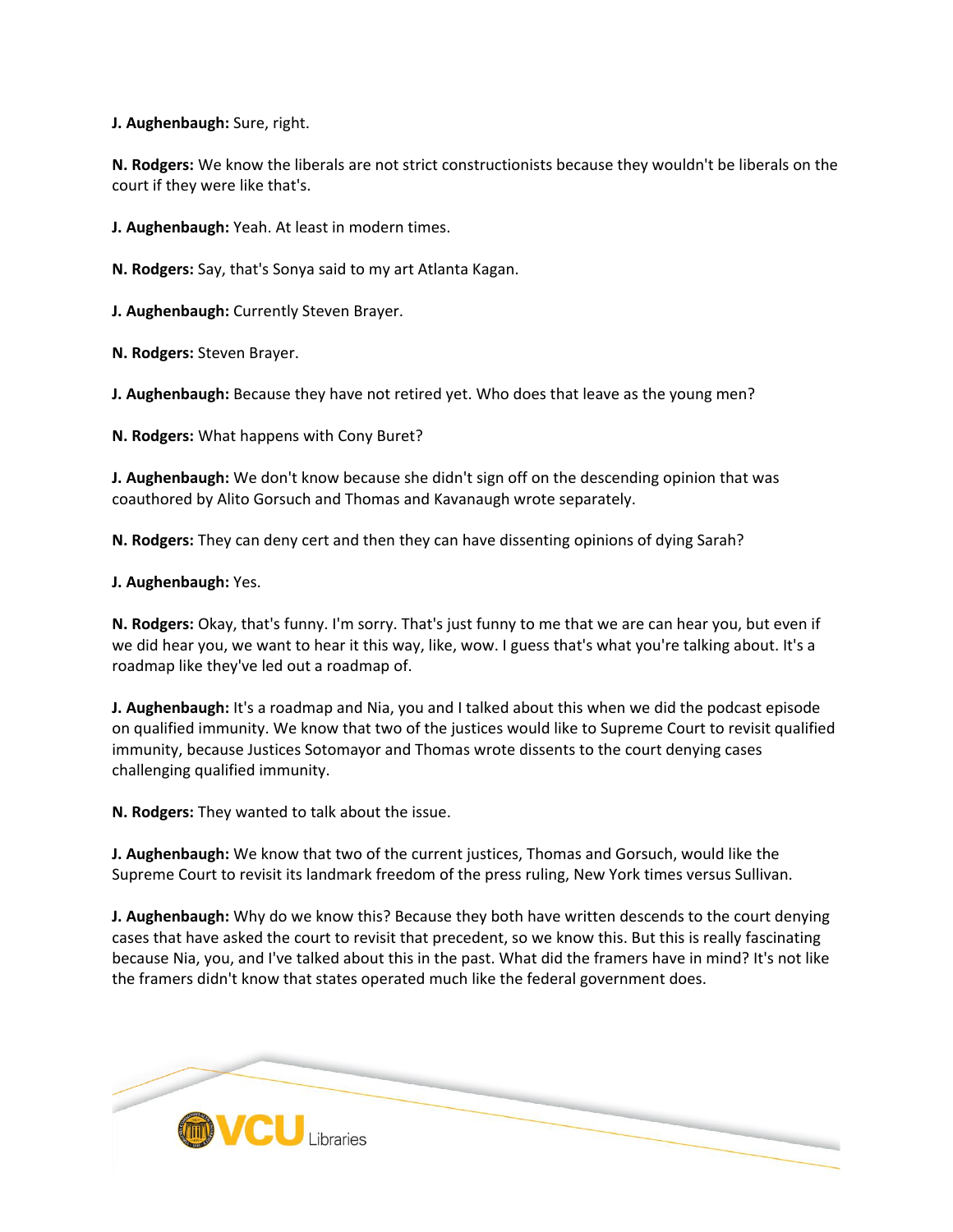**J. Aughenbaugh:** Sure, right.

**N. Rodgers:** We know the liberals are not strict constructionists because they wouldn't be liberals on the court if they were like that's.

**J. Aughenbaugh:** Yeah. At least in modern times.

**N. Rodgers:** Say, that's Sonya said to my art Atlanta Kagan.

**J. Aughenbaugh:** Currently Steven Brayer.

**N. Rodgers:** Steven Brayer.

**J. Aughenbaugh:** Because they have not retired yet. Who does that leave as the young men?

**N. Rodgers:** What happens with Cony Buret?

**J. Aughenbaugh:** We don't know because she didn't sign off on the descending opinion that was coauthored by Alito Gorsuch and Thomas and Kavanaugh wrote separately.

**N. Rodgers:** They can deny cert and then they can have dissenting opinions of dying Sarah?

**J. Aughenbaugh:** Yes.

**N. Rodgers:** Okay, that's funny. I'm sorry. That's just funny to me that we are can hear you, but even if we did hear you, we want to hear it this way, like, wow. I guess that's what you're talking about. It's a roadmap like they've led out a roadmap of.

**J. Aughenbaugh:** It's a roadmap and Nia, you and I talked about this when we did the podcast episode on qualified immunity. We know that two of the justices would like to Supreme Court to revisit qualified immunity, because Justices Sotomayor and Thomas wrote dissents to the court denying cases challenging qualified immunity.

**N. Rodgers:** They wanted to talk about the issue.

**J. Aughenbaugh:** We know that two of the current justices, Thomas and Gorsuch, would like the Supreme Court to revisit its landmark freedom of the press ruling, New York times versus Sullivan.

**J. Aughenbaugh:** Why do we know this? Because they both have written descends to the court denying cases that have asked the court to revisit that precedent, so we know this. But this is really fascinating because Nia, you, and I've talked about this in the past. What did the framers have in mind? It's not like the framers didn't know that states operated much like the federal government does.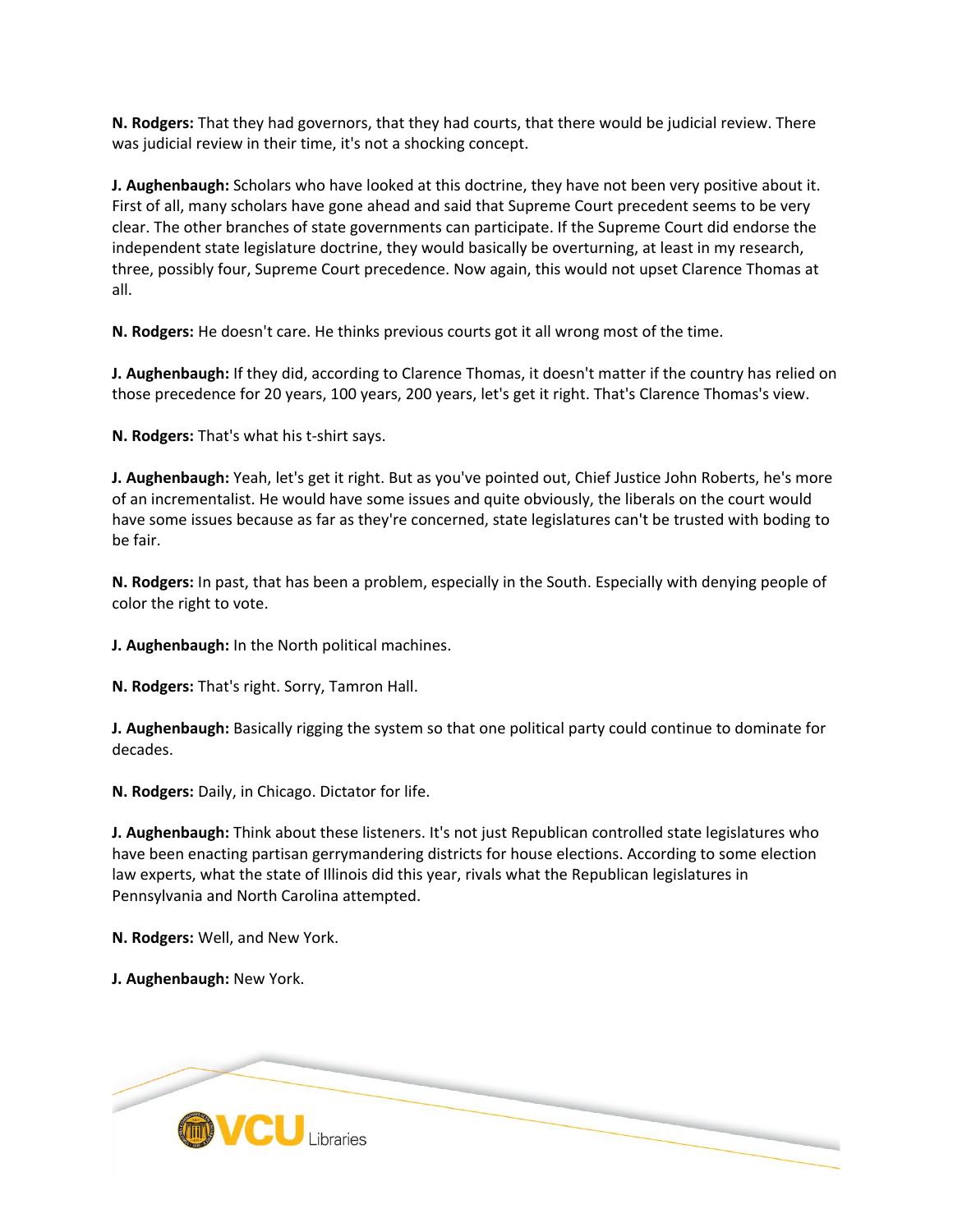**N. Rodgers:** That they had governors, that they had courts, that there would be judicial review. There was judicial review in their time, it's not a shocking concept.

**J. Aughenbaugh:** Scholars who have looked at this doctrine, they have not been very positive about it. First of all, many scholars have gone ahead and said that Supreme Court precedent seems to be very clear. The other branches of state governments can participate. If the Supreme Court did endorse the independent state legislature doctrine, they would basically be overturning, at least in my research, three, possibly four, Supreme Court precedence. Now again, this would not upset Clarence Thomas at all.

**N. Rodgers:** He doesn't care. He thinks previous courts got it all wrong most of the time.

**J. Aughenbaugh:** If they did, according to Clarence Thomas, it doesn't matter if the country has relied on those precedence for 20 years, 100 years, 200 years, let's get it right. That's Clarence Thomas's view.

**N. Rodgers:** That's what his t-shirt says.

**J. Aughenbaugh:** Yeah, let's get it right. But as you've pointed out, Chief Justice John Roberts, he's more of an incrementalist. He would have some issues and quite obviously, the liberals on the court would have some issues because as far as they're concerned, state legislatures can't be trusted with boding to be fair.

**N. Rodgers:** In past, that has been a problem, especially in the South. Especially with denying people of color the right to vote.

**J. Aughenbaugh:** In the North political machines.

**N. Rodgers:** That's right. Sorry, Tamron Hall.

**J. Aughenbaugh:** Basically rigging the system so that one political party could continue to dominate for decades.

**N. Rodgers:** Daily, in Chicago. Dictator for life.

**J. Aughenbaugh:** Think about these listeners. It's not just Republican controlled state legislatures who have been enacting partisan gerrymandering districts for house elections. According to some election law experts, what the state of Illinois did this year, rivals what the Republican legislatures in Pennsylvania and North Carolina attempted.

**N. Rodgers:** Well, and New York.

**J. Aughenbaugh:** New York.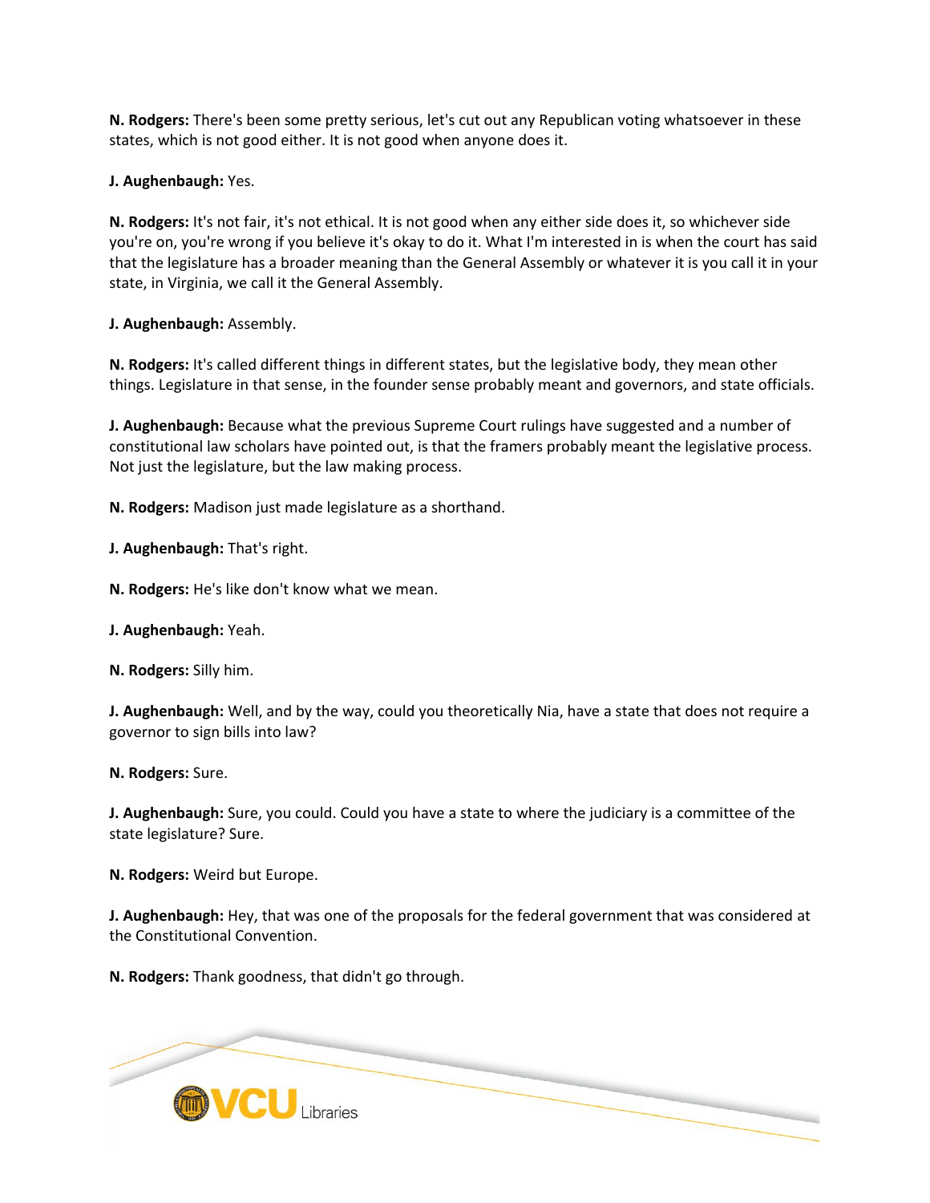**N. Rodgers:** There's been some pretty serious, let's cut out any Republican voting whatsoever in these states, which is not good either. It is not good when anyone does it.

**J. Aughenbaugh:** Yes.

**N. Rodgers:** It's not fair, it's not ethical. It is not good when any either side does it, so whichever side you're on, you're wrong if you believe it's okay to do it. What I'm interested in is when the court has said that the legislature has a broader meaning than the General Assembly or whatever it is you call it in your state, in Virginia, we call it the General Assembly.

**J. Aughenbaugh:** Assembly.

**N. Rodgers:** It's called different things in different states, but the legislative body, they mean other things. Legislature in that sense, in the founder sense probably meant and governors, and state officials.

**J. Aughenbaugh:** Because what the previous Supreme Court rulings have suggested and a number of constitutional law scholars have pointed out, is that the framers probably meant the legislative process. Not just the legislature, but the law making process.

**N. Rodgers:** Madison just made legislature as a shorthand.

**J. Aughenbaugh:** That's right.

**N. Rodgers:** He's like don't know what we mean.

**J. Aughenbaugh:** Yeah.

**N. Rodgers:** Silly him.

**J. Aughenbaugh:** Well, and by the way, could you theoretically Nia, have a state that does not require a governor to sign bills into law?

**N. Rodgers:** Sure.

**J. Aughenbaugh:** Sure, you could. Could you have a state to where the judiciary is a committee of the state legislature? Sure.

**N. Rodgers:** Weird but Europe.

**J. Aughenbaugh:** Hey, that was one of the proposals for the federal government that was considered at the Constitutional Convention.

**N. Rodgers:** Thank goodness, that didn't go through.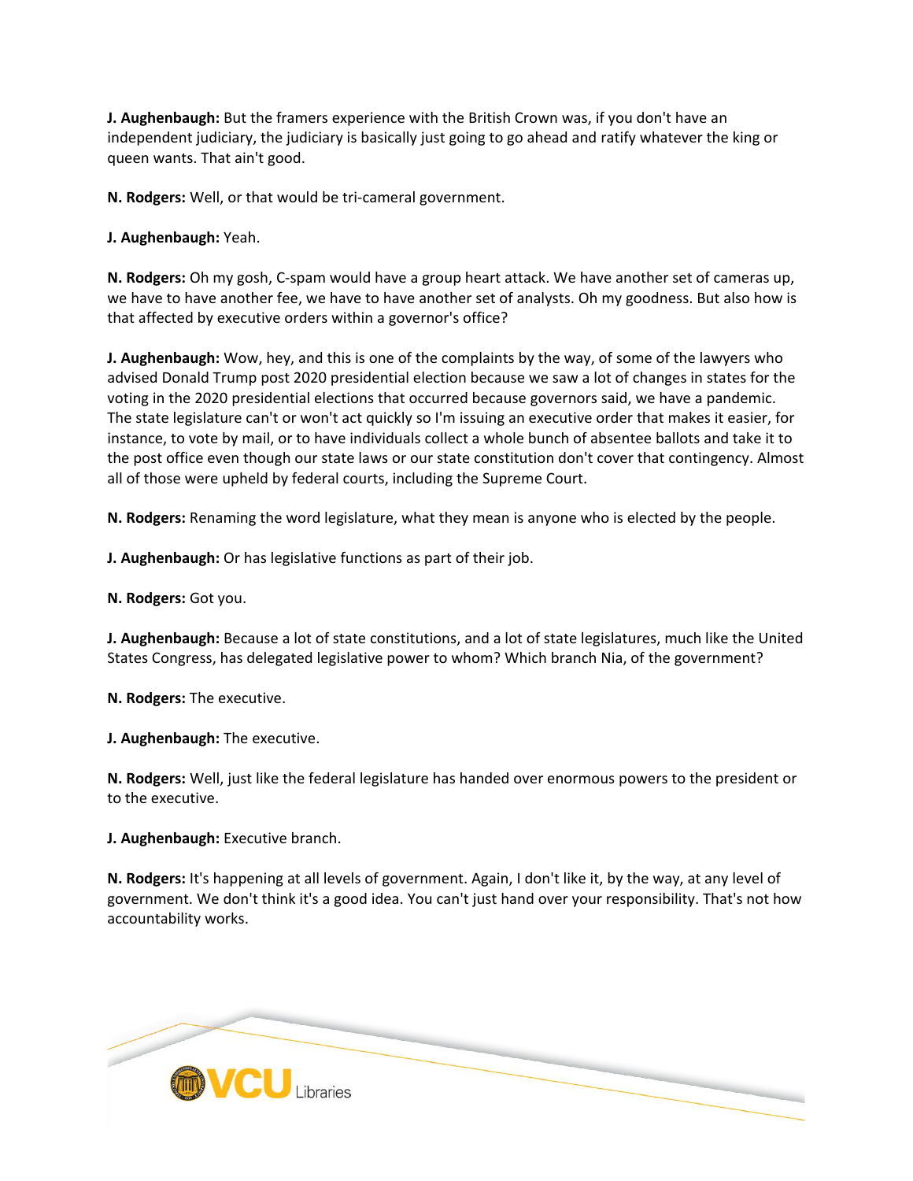**J. Aughenbaugh:** But the framers experience with the British Crown was, if you don't have an independent judiciary, the judiciary is basically just going to go ahead and ratify whatever the king or queen wants. That ain't good.

**N. Rodgers:** Well, or that would be tri-cameral government.

**J. Aughenbaugh:** Yeah.

**N. Rodgers:** Oh my gosh, C-spam would have a group heart attack. We have another set of cameras up, we have to have another fee, we have to have another set of analysts. Oh my goodness. But also how is that affected by executive orders within a governor's office?

**J. Aughenbaugh:** Wow, hey, and this is one of the complaints by the way, of some of the lawyers who advised Donald Trump post 2020 presidential election because we saw a lot of changes in states for the voting in the 2020 presidential elections that occurred because governors said, we have a pandemic. The state legislature can't or won't act quickly so I'm issuing an executive order that makes it easier, for instance, to vote by mail, or to have individuals collect a whole bunch of absentee ballots and take it to the post office even though our state laws or our state constitution don't cover that contingency. Almost all of those were upheld by federal courts, including the Supreme Court.

**N. Rodgers:** Renaming the word legislature, what they mean is anyone who is elected by the people.

**J. Aughenbaugh:** Or has legislative functions as part of their job.

**N. Rodgers:** Got you.

**J. Aughenbaugh:** Because a lot of state constitutions, and a lot of state legislatures, much like the United States Congress, has delegated legislative power to whom? Which branch Nia, of the government?

**N. Rodgers:** The executive.

**J. Aughenbaugh:** The executive.

**N. Rodgers:** Well, just like the federal legislature has handed over enormous powers to the president or to the executive.

**J. Aughenbaugh:** Executive branch.

**N. Rodgers:** It's happening at all levels of government. Again, I don't like it, by the way, at any level of government. We don't think it's a good idea. You can't just hand over your responsibility. That's not how accountability works.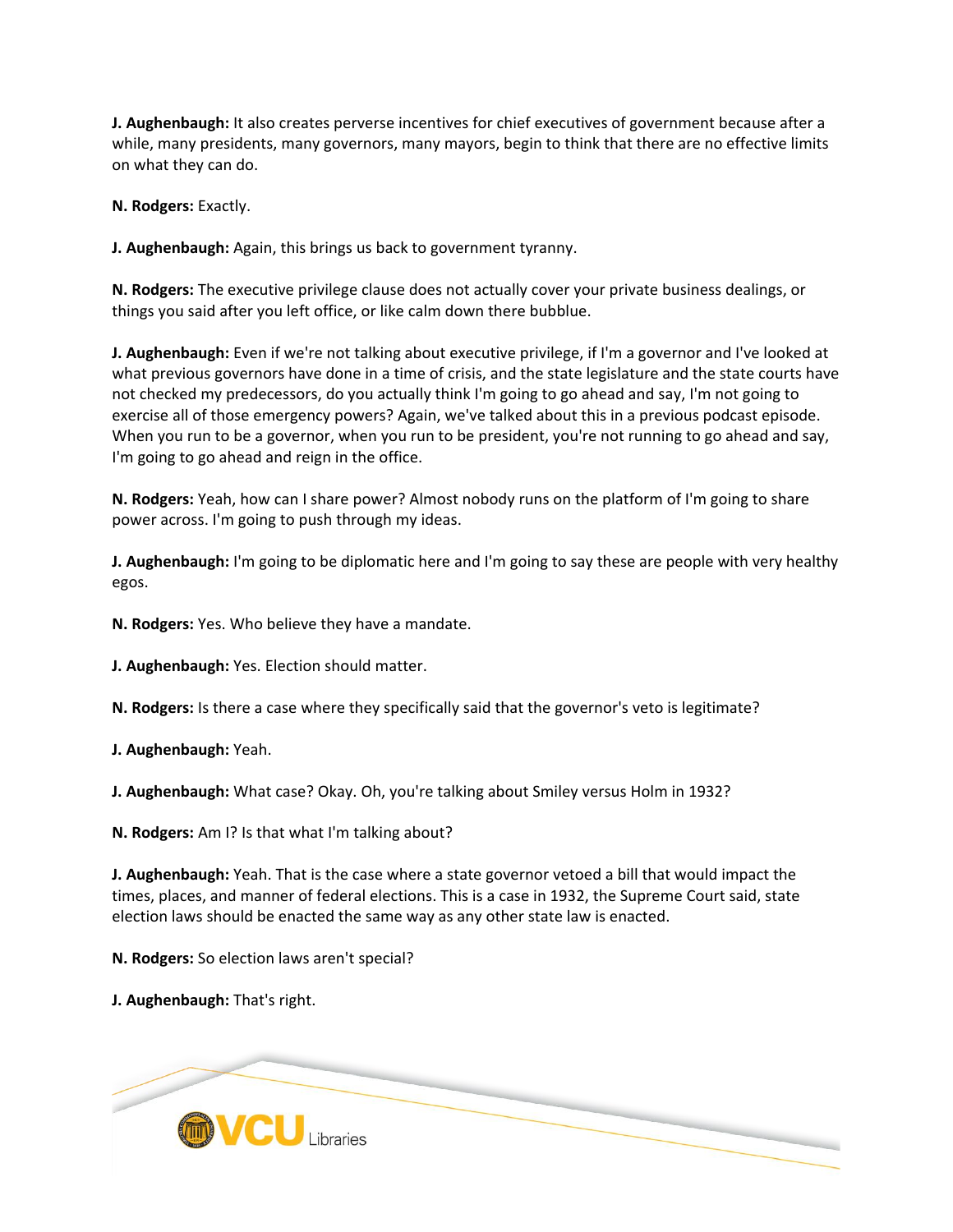**J. Aughenbaugh:** It also creates perverse incentives for chief executives of government because after a while, many presidents, many governors, many mayors, begin to think that there are no effective limits on what they can do.

**N. Rodgers:** Exactly.

**J. Aughenbaugh:** Again, this brings us back to government tyranny.

**N. Rodgers:** The executive privilege clause does not actually cover your private business dealings, or things you said after you left office, or like calm down there bubblue.

**J. Aughenbaugh:** Even if we're not talking about executive privilege, if I'm a governor and I've looked at what previous governors have done in a time of crisis, and the state legislature and the state courts have not checked my predecessors, do you actually think I'm going to go ahead and say, I'm not going to exercise all of those emergency powers? Again, we've talked about this in a previous podcast episode. When you run to be a governor, when you run to be president, you're not running to go ahead and say, I'm going to go ahead and reign in the office.

**N. Rodgers:** Yeah, how can I share power? Almost nobody runs on the platform of I'm going to share power across. I'm going to push through my ideas.

**J. Aughenbaugh:** I'm going to be diplomatic here and I'm going to say these are people with very healthy egos.

**N. Rodgers:** Yes. Who believe they have a mandate.

**J. Aughenbaugh:** Yes. Election should matter.

**N. Rodgers:** Is there a case where they specifically said that the governor's veto is legitimate?

**J. Aughenbaugh:** Yeah.

**J. Aughenbaugh:** What case? Okay. Oh, you're talking about Smiley versus Holm in 1932?

**N. Rodgers:** Am I? Is that what I'm talking about?

**J. Aughenbaugh:** Yeah. That is the case where a state governor vetoed a bill that would impact the times, places, and manner of federal elections. This is a case in 1932, the Supreme Court said, state election laws should be enacted the same way as any other state law is enacted.

**N. Rodgers:** So election laws aren't special?

**J. Aughenbaugh:** That's right.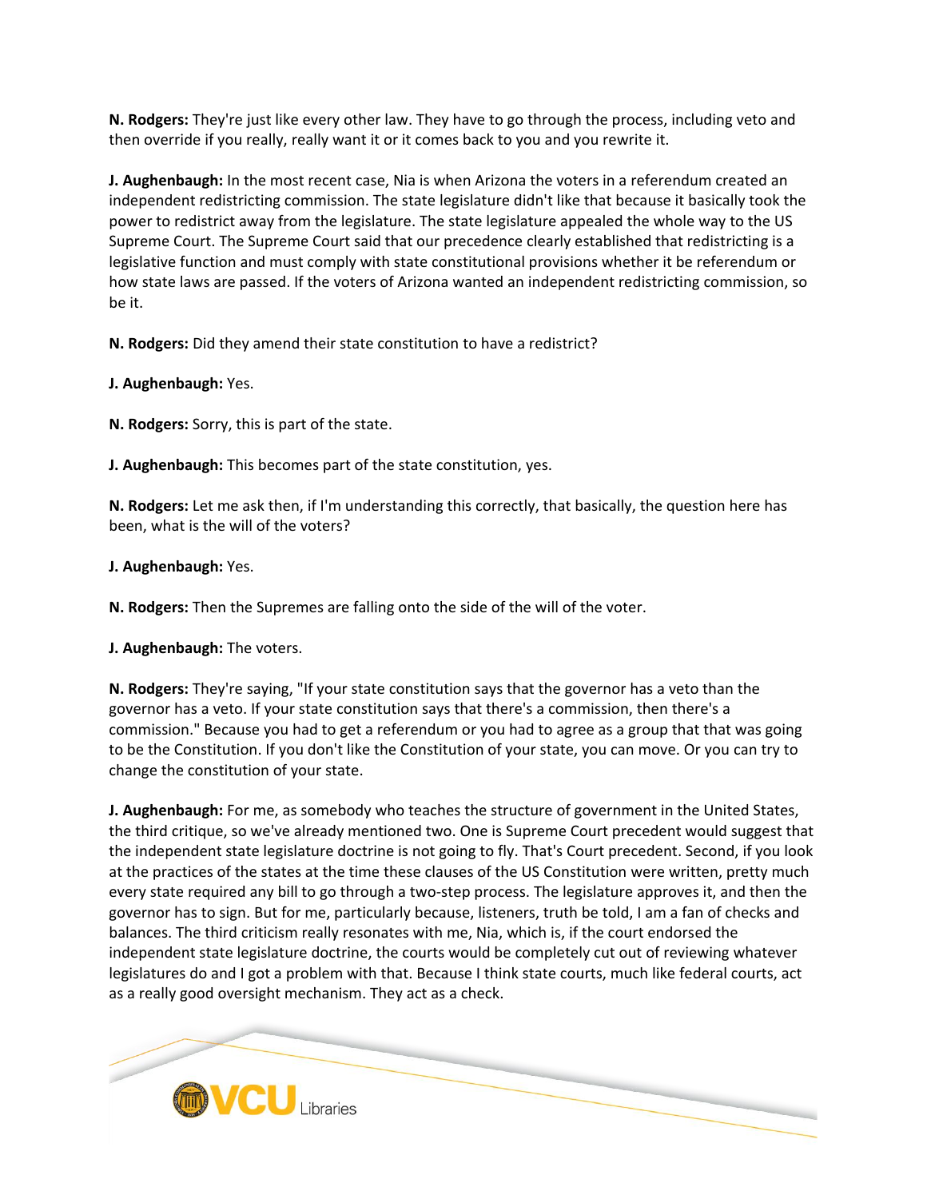**N. Rodgers:** They're just like every other law. They have to go through the process, including veto and then override if you really, really want it or it comes back to you and you rewrite it.

**J. Aughenbaugh:** In the most recent case, Nia is when Arizona the voters in a referendum created an independent redistricting commission. The state legislature didn't like that because it basically took the power to redistrict away from the legislature. The state legislature appealed the whole way to the US Supreme Court. The Supreme Court said that our precedence clearly established that redistricting is a legislative function and must comply with state constitutional provisions whether it be referendum or how state laws are passed. If the voters of Arizona wanted an independent redistricting commission, so be it.

**N. Rodgers:** Did they amend their state constitution to have a redistrict?

**J. Aughenbaugh:** Yes.

**N. Rodgers:** Sorry, this is part of the state.

**J. Aughenbaugh:** This becomes part of the state constitution, yes.

**N. Rodgers:** Let me ask then, if I'm understanding this correctly, that basically, the question here has been, what is the will of the voters?

**J. Aughenbaugh:** Yes.

**N. Rodgers:** Then the Supremes are falling onto the side of the will of the voter.

**J. Aughenbaugh:** The voters.

**N. Rodgers:** They're saying, "If your state constitution says that the governor has a veto than the governor has a veto. If your state constitution says that there's a commission, then there's a commission." Because you had to get a referendum or you had to agree as a group that that was going to be the Constitution. If you don't like the Constitution of your state, you can move. Or you can try to change the constitution of your state.

**J. Aughenbaugh:** For me, as somebody who teaches the structure of government in the United States, the third critique, so we've already mentioned two. One is Supreme Court precedent would suggest that the independent state legislature doctrine is not going to fly. That's Court precedent. Second, if you look at the practices of the states at the time these clauses of the US Constitution were written, pretty much every state required any bill to go through a two-step process. The legislature approves it, and then the governor has to sign. But for me, particularly because, listeners, truth be told, I am a fan of checks and balances. The third criticism really resonates with me, Nia, which is, if the court endorsed the independent state legislature doctrine, the courts would be completely cut out of reviewing whatever legislatures do and I got a problem with that. Because I think state courts, much like federal courts, act as a really good oversight mechanism. They act as a check.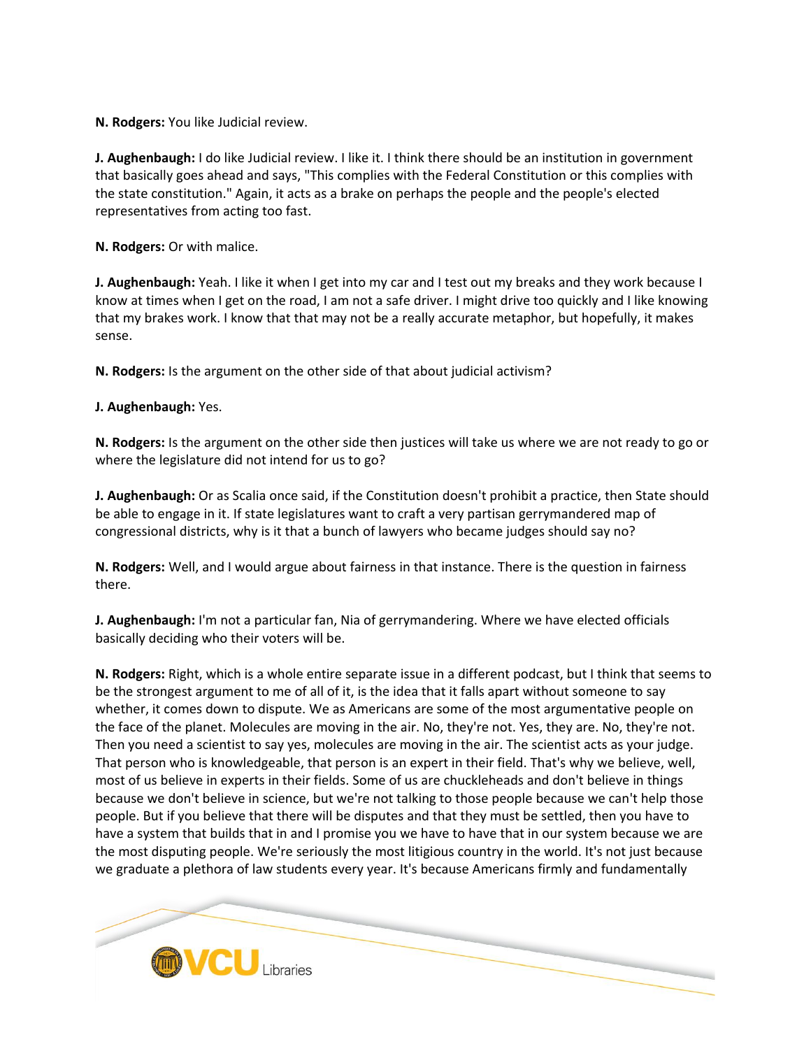**N. Rodgers:** You like Judicial review.

**J. Aughenbaugh:** I do like Judicial review. I like it. I think there should be an institution in government that basically goes ahead and says, "This complies with the Federal Constitution or this complies with the state constitution." Again, it acts as a brake on perhaps the people and the people's elected representatives from acting too fast.

**N. Rodgers:** Or with malice.

**J. Aughenbaugh:** Yeah. I like it when I get into my car and I test out my breaks and they work because I know at times when I get on the road, I am not a safe driver. I might drive too quickly and I like knowing that my brakes work. I know that that may not be a really accurate metaphor, but hopefully, it makes sense.

**N. Rodgers:** Is the argument on the other side of that about judicial activism?

**J. Aughenbaugh:** Yes.

**N. Rodgers:** Is the argument on the other side then justices will take us where we are not ready to go or where the legislature did not intend for us to go?

**J. Aughenbaugh:** Or as Scalia once said, if the Constitution doesn't prohibit a practice, then State should be able to engage in it. If state legislatures want to craft a very partisan gerrymandered map of congressional districts, why is it that a bunch of lawyers who became judges should say no?

**N. Rodgers:** Well, and I would argue about fairness in that instance. There is the question in fairness there.

**J. Aughenbaugh:** I'm not a particular fan, Nia of gerrymandering. Where we have elected officials basically deciding who their voters will be.

**N. Rodgers:** Right, which is a whole entire separate issue in a different podcast, but I think that seems to be the strongest argument to me of all of it, is the idea that it falls apart without someone to say whether, it comes down to dispute. We as Americans are some of the most argumentative people on the face of the planet. Molecules are moving in the air. No, they're not. Yes, they are. No, they're not. Then you need a scientist to say yes, molecules are moving in the air. The scientist acts as your judge. That person who is knowledgeable, that person is an expert in their field. That's why we believe, well, most of us believe in experts in their fields. Some of us are chuckleheads and don't believe in things because we don't believe in science, but we're not talking to those people because we can't help those people. But if you believe that there will be disputes and that they must be settled, then you have to have a system that builds that in and I promise you we have to have that in our system because we are the most disputing people. We're seriously the most litigious country in the world. It's not just because we graduate a plethora of law students every year. It's because Americans firmly and fundamentally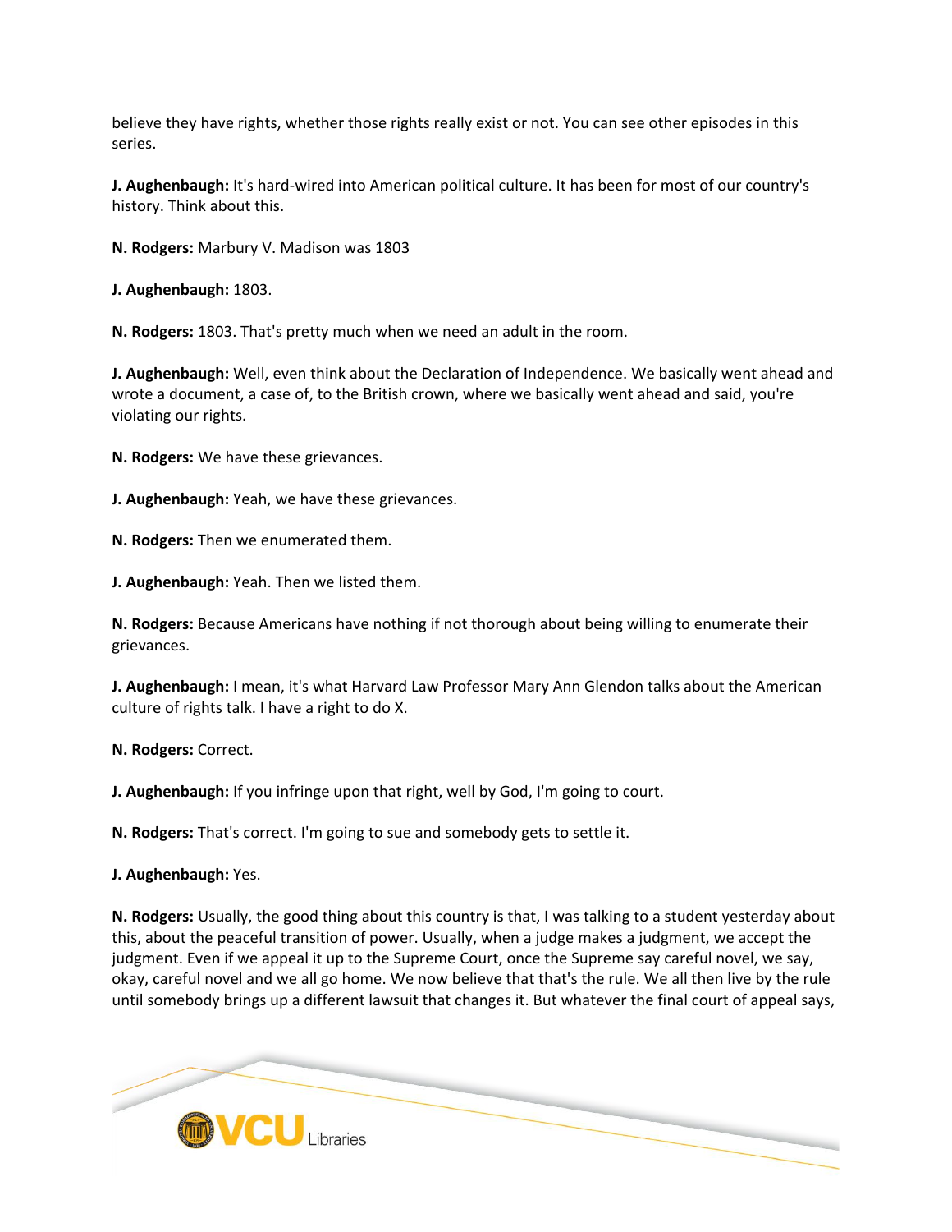believe they have rights, whether those rights really exist or not. You can see other episodes in this series.

**J. Aughenbaugh:** It's hard-wired into American political culture. It has been for most of our country's history. Think about this.

**N. Rodgers:** Marbury V. Madison was 1803

**J. Aughenbaugh:** 1803.

**N. Rodgers:** 1803. That's pretty much when we need an adult in the room.

**J. Aughenbaugh:** Well, even think about the Declaration of Independence. We basically went ahead and wrote a document, a case of, to the British crown, where we basically went ahead and said, you're violating our rights.

**N. Rodgers:** We have these grievances.

**J. Aughenbaugh:** Yeah, we have these grievances.

**N. Rodgers:** Then we enumerated them.

**J. Aughenbaugh:** Yeah. Then we listed them.

**N. Rodgers:** Because Americans have nothing if not thorough about being willing to enumerate their grievances.

**J. Aughenbaugh:** I mean, it's what Harvard Law Professor Mary Ann Glendon talks about the American culture of rights talk. I have a right to do X.

**N. Rodgers:** Correct.

**J. Aughenbaugh:** If you infringe upon that right, well by God, I'm going to court.

**N. Rodgers:** That's correct. I'm going to sue and somebody gets to settle it.

**J. Aughenbaugh:** Yes.

**N. Rodgers:** Usually, the good thing about this country is that, I was talking to a student yesterday about this, about the peaceful transition of power. Usually, when a judge makes a judgment, we accept the judgment. Even if we appeal it up to the Supreme Court, once the Supreme say careful novel, we say, okay, careful novel and we all go home. We now believe that that's the rule. We all then live by the rule until somebody brings up a different lawsuit that changes it. But whatever the final court of appeal says,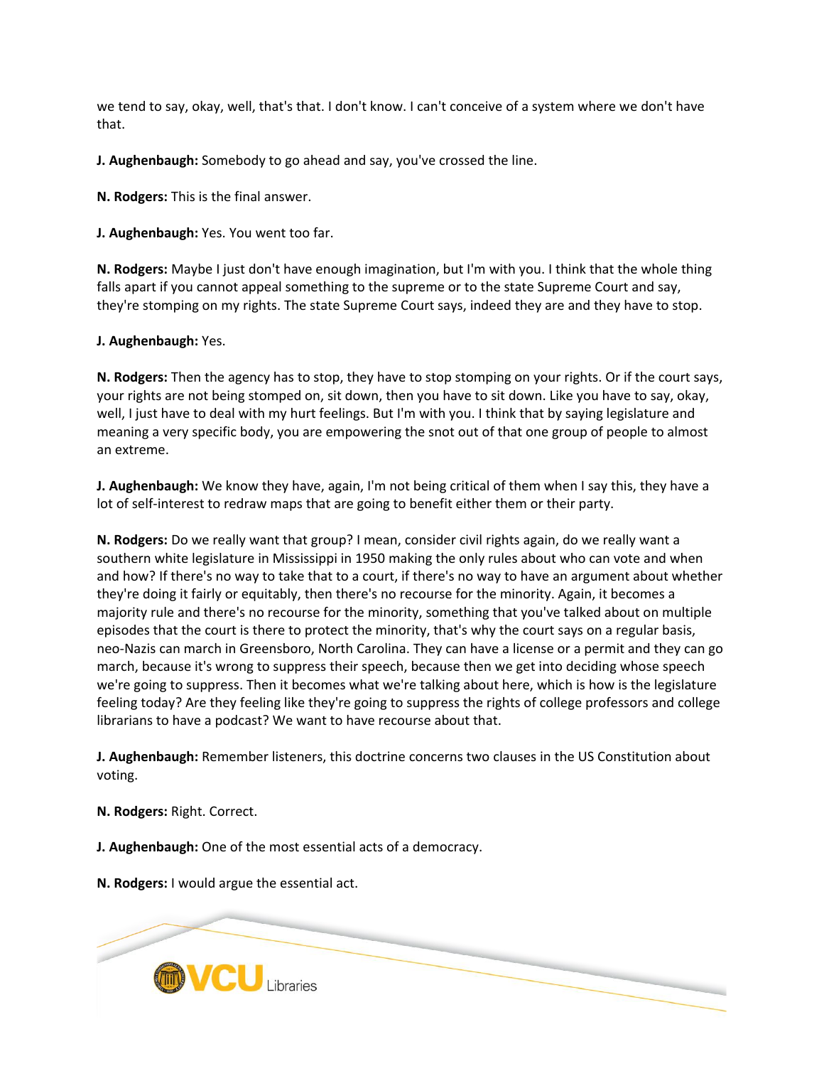we tend to say, okay, well, that's that. I don't know. I can't conceive of a system where we don't have that.

**J. Aughenbaugh:** Somebody to go ahead and say, you've crossed the line.

**N. Rodgers:** This is the final answer.

**J. Aughenbaugh:** Yes. You went too far.

**N. Rodgers:** Maybe I just don't have enough imagination, but I'm with you. I think that the whole thing falls apart if you cannot appeal something to the supreme or to the state Supreme Court and say, they're stomping on my rights. The state Supreme Court says, indeed they are and they have to stop.

**J. Aughenbaugh:** Yes.

**N. Rodgers:** Then the agency has to stop, they have to stop stomping on your rights. Or if the court says, your rights are not being stomped on, sit down, then you have to sit down. Like you have to say, okay, well, I just have to deal with my hurt feelings. But I'm with you. I think that by saying legislature and meaning a very specific body, you are empowering the snot out of that one group of people to almost an extreme.

**J. Aughenbaugh:** We know they have, again, I'm not being critical of them when I say this, they have a lot of self-interest to redraw maps that are going to benefit either them or their party.

**N. Rodgers:** Do we really want that group? I mean, consider civil rights again, do we really want a southern white legislature in Mississippi in 1950 making the only rules about who can vote and when and how? If there's no way to take that to a court, if there's no way to have an argument about whether they're doing it fairly or equitably, then there's no recourse for the minority. Again, it becomes a majority rule and there's no recourse for the minority, something that you've talked about on multiple episodes that the court is there to protect the minority, that's why the court says on a regular basis, neo-Nazis can march in Greensboro, North Carolina. They can have a license or a permit and they can go march, because it's wrong to suppress their speech, because then we get into deciding whose speech we're going to suppress. Then it becomes what we're talking about here, which is how is the legislature feeling today? Are they feeling like they're going to suppress the rights of college professors and college librarians to have a podcast? We want to have recourse about that.

**J. Aughenbaugh:** Remember listeners, this doctrine concerns two clauses in the US Constitution about voting.

**N. Rodgers:** Right. Correct.

**J. Aughenbaugh:** One of the most essential acts of a democracy.

**N. Rodgers:** I would argue the essential act.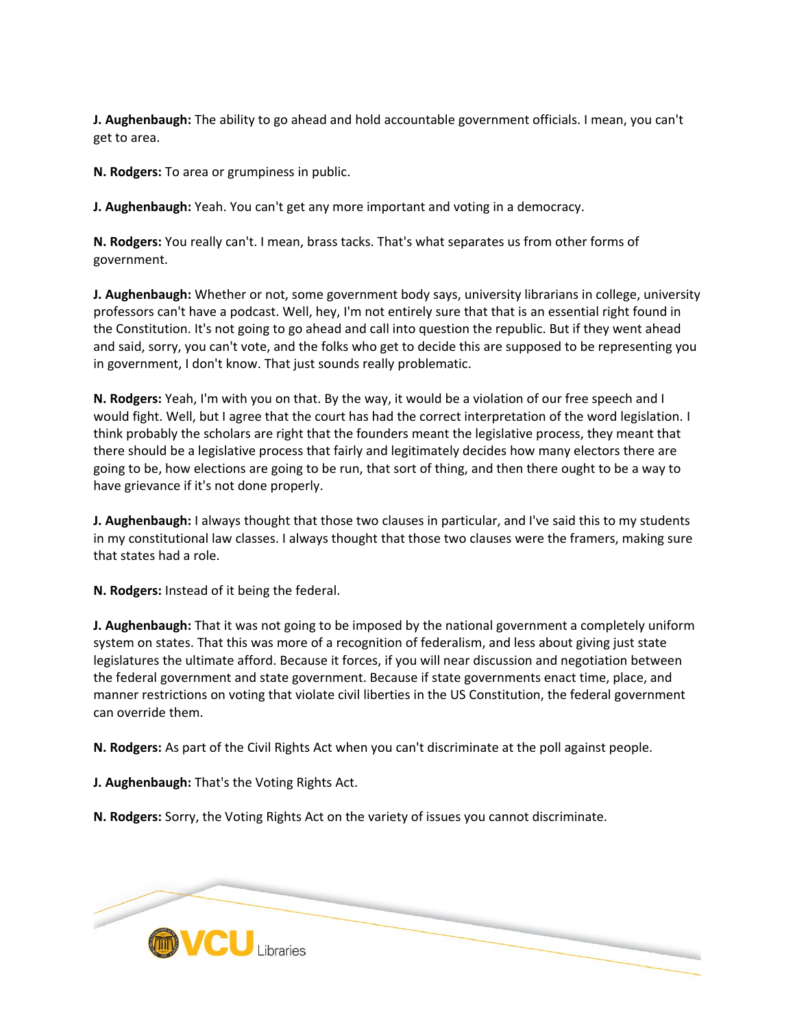**J. Aughenbaugh:** The ability to go ahead and hold accountable government officials. I mean, you can't get to area.

**N. Rodgers:** To area or grumpiness in public.

**J. Aughenbaugh:** Yeah. You can't get any more important and voting in a democracy.

**N. Rodgers:** You really can't. I mean, brass tacks. That's what separates us from other forms of government.

**J. Aughenbaugh:** Whether or not, some government body says, university librarians in college, university professors can't have a podcast. Well, hey, I'm not entirely sure that that is an essential right found in the Constitution. It's not going to go ahead and call into question the republic. But if they went ahead and said, sorry, you can't vote, and the folks who get to decide this are supposed to be representing you in government, I don't know. That just sounds really problematic.

**N. Rodgers:** Yeah, I'm with you on that. By the way, it would be a violation of our free speech and I would fight. Well, but I agree that the court has had the correct interpretation of the word legislation. I think probably the scholars are right that the founders meant the legislative process, they meant that there should be a legislative process that fairly and legitimately decides how many electors there are going to be, how elections are going to be run, that sort of thing, and then there ought to be a way to have grievance if it's not done properly.

**J. Aughenbaugh:** I always thought that those two clauses in particular, and I've said this to my students in my constitutional law classes. I always thought that those two clauses were the framers, making sure that states had a role.

**N. Rodgers:** Instead of it being the federal.

**J. Aughenbaugh:** That it was not going to be imposed by the national government a completely uniform system on states. That this was more of a recognition of federalism, and less about giving just state legislatures the ultimate afford. Because it forces, if you will near discussion and negotiation between the federal government and state government. Because if state governments enact time, place, and manner restrictions on voting that violate civil liberties in the US Constitution, the federal government can override them.

**N. Rodgers:** As part of the Civil Rights Act when you can't discriminate at the poll against people.

**J. Aughenbaugh:** That's the Voting Rights Act.

**N. Rodgers:** Sorry, the Voting Rights Act on the variety of issues you cannot discriminate.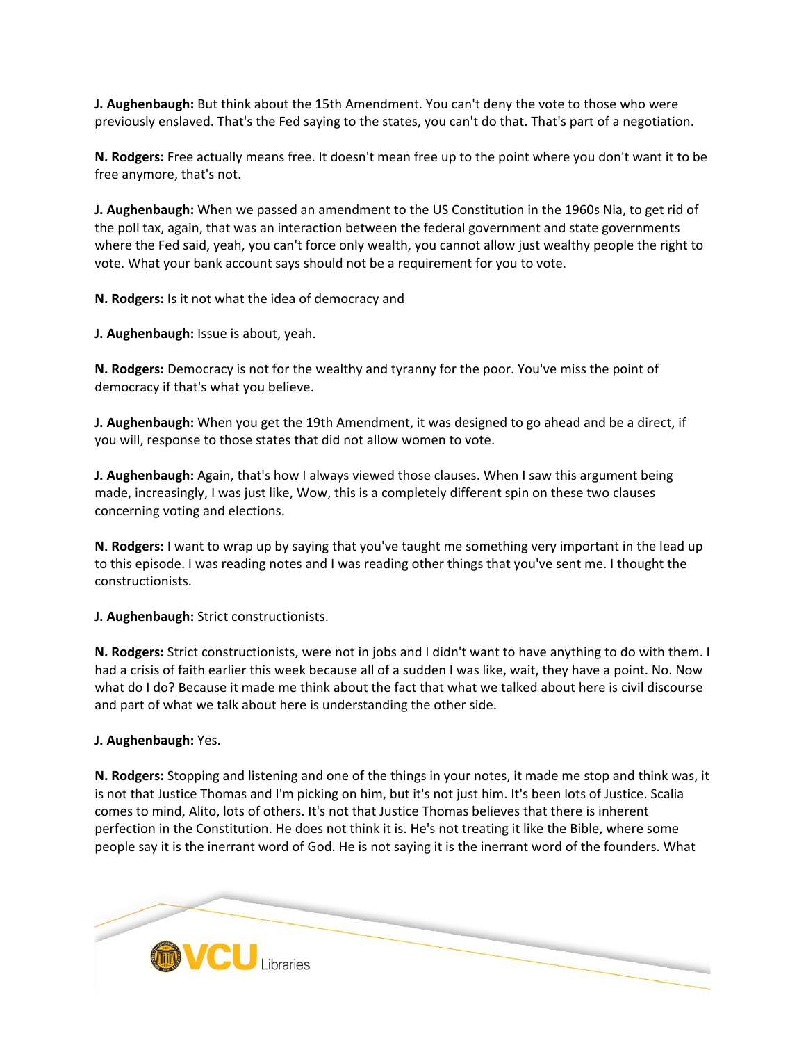**J. Aughenbaugh:** But think about the 15th Amendment. You can't deny the vote to those who were previously enslaved. That's the Fed saying to the states, you can't do that. That's part of a negotiation.

**N. Rodgers:** Free actually means free. It doesn't mean free up to the point where you don't want it to be free anymore, that's not.

**J. Aughenbaugh:** When we passed an amendment to the US Constitution in the 1960s Nia, to get rid of the poll tax, again, that was an interaction between the federal government and state governments where the Fed said, yeah, you can't force only wealth, you cannot allow just wealthy people the right to vote. What your bank account says should not be a requirement for you to vote.

**N. Rodgers:** Is it not what the idea of democracy and

**J. Aughenbaugh:** Issue is about, yeah.

**N. Rodgers:** Democracy is not for the wealthy and tyranny for the poor. You've miss the point of democracy if that's what you believe.

**J. Aughenbaugh:** When you get the 19th Amendment, it was designed to go ahead and be a direct, if you will, response to those states that did not allow women to vote.

**J. Aughenbaugh:** Again, that's how I always viewed those clauses. When I saw this argument being made, increasingly, I was just like, Wow, this is a completely different spin on these two clauses concerning voting and elections.

**N. Rodgers:** I want to wrap up by saying that you've taught me something very important in the lead up to this episode. I was reading notes and I was reading other things that you've sent me. I thought the constructionists.

**J. Aughenbaugh:** Strict constructionists.

**N. Rodgers:** Strict constructionists, were not in jobs and I didn't want to have anything to do with them. I had a crisis of faith earlier this week because all of a sudden I was like, wait, they have a point. No. Now what do I do? Because it made me think about the fact that what we talked about here is civil discourse and part of what we talk about here is understanding the other side.

**J. Aughenbaugh:** Yes.

**N. Rodgers:** Stopping and listening and one of the things in your notes, it made me stop and think was, it is not that Justice Thomas and I'm picking on him, but it's not just him. It's been lots of Justice. Scalia comes to mind, Alito, lots of others. It's not that Justice Thomas believes that there is inherent perfection in the Constitution. He does not think it is. He's not treating it like the Bible, where some people say it is the inerrant word of God. He is not saying it is the inerrant word of the founders. What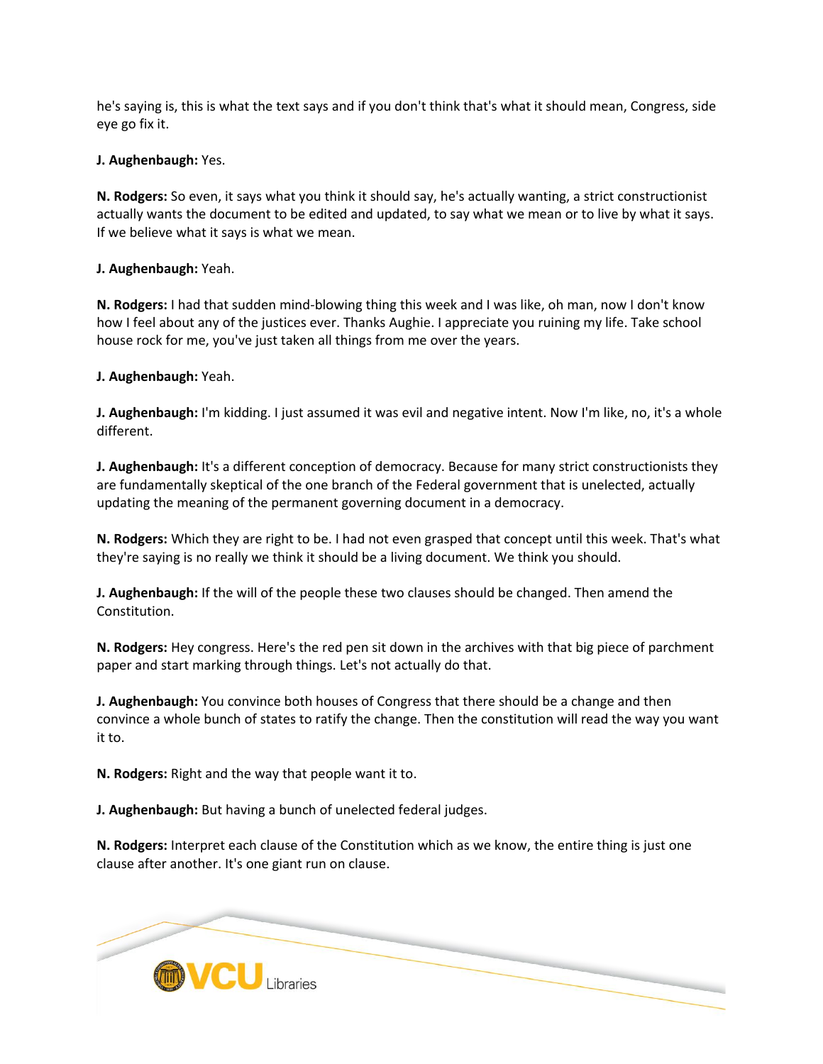he's saying is, this is what the text says and if you don't think that's what it should mean, Congress, side eye go fix it.

**J. Aughenbaugh:** Yes.

**N. Rodgers:** So even, it says what you think it should say, he's actually wanting, a strict constructionist actually wants the document to be edited and updated, to say what we mean or to live by what it says. If we believe what it says is what we mean.

**J. Aughenbaugh:** Yeah.

**N. Rodgers:** I had that sudden mind-blowing thing this week and I was like, oh man, now I don't know how I feel about any of the justices ever. Thanks Aughie. I appreciate you ruining my life. Take school house rock for me, you've just taken all things from me over the years.

**J. Aughenbaugh:** Yeah.

**J. Aughenbaugh:** I'm kidding. I just assumed it was evil and negative intent. Now I'm like, no, it's a whole different.

**J. Aughenbaugh:** It's a different conception of democracy. Because for many strict constructionists they are fundamentally skeptical of the one branch of the Federal government that is unelected, actually updating the meaning of the permanent governing document in a democracy.

**N. Rodgers:** Which they are right to be. I had not even grasped that concept until this week. That's what they're saying is no really we think it should be a living document. We think you should.

**J. Aughenbaugh:** If the will of the people these two clauses should be changed. Then amend the Constitution.

**N. Rodgers:** Hey congress. Here's the red pen sit down in the archives with that big piece of parchment paper and start marking through things. Let's not actually do that.

**J. Aughenbaugh:** You convince both houses of Congress that there should be a change and then convince a whole bunch of states to ratify the change. Then the constitution will read the way you want it to.

**N. Rodgers:** Right and the way that people want it to.

**J. Aughenbaugh:** But having a bunch of unelected federal judges.

**N. Rodgers:** Interpret each clause of the Constitution which as we know, the entire thing is just one clause after another. It's one giant run on clause.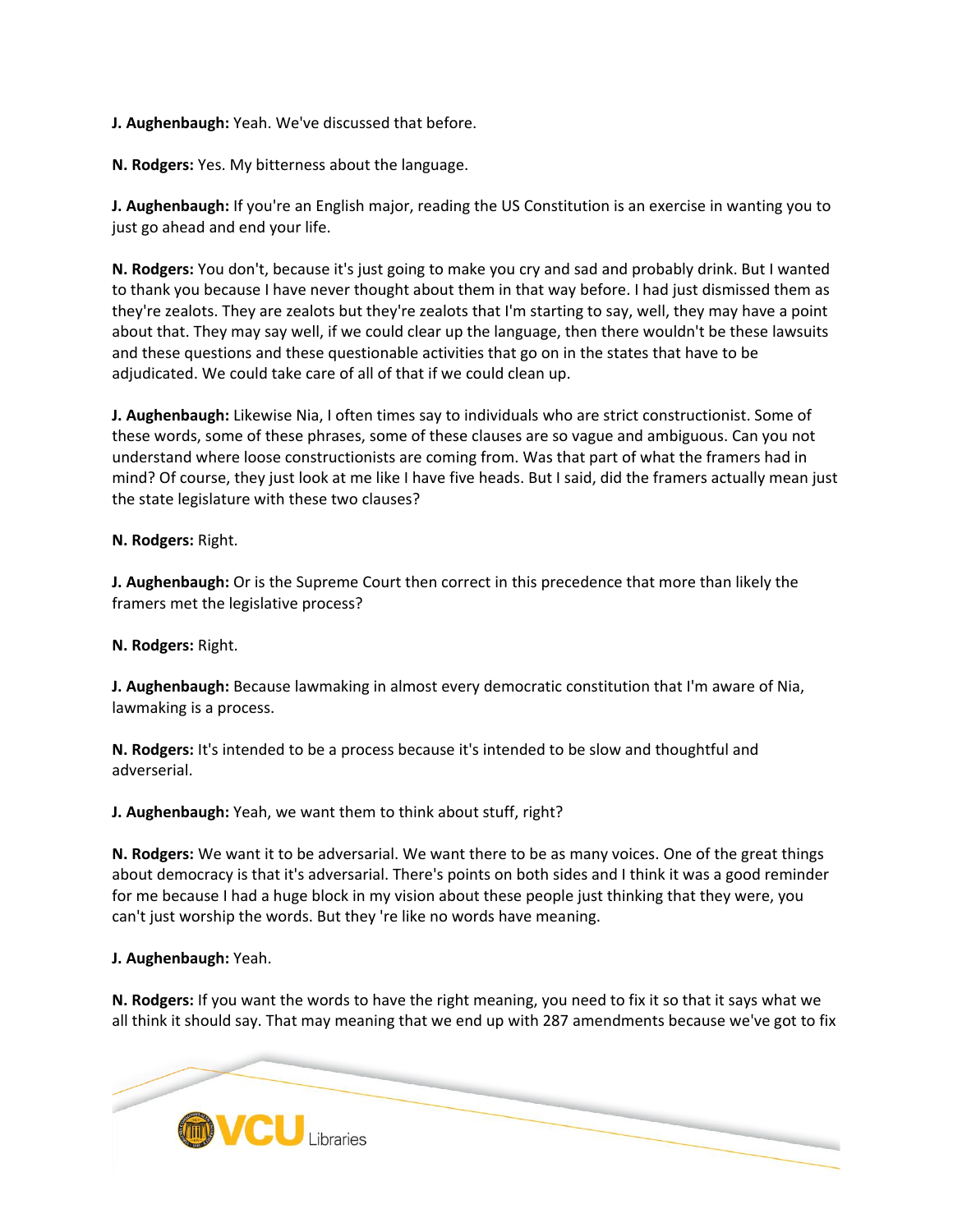**J. Aughenbaugh:** Yeah. We've discussed that before.

**N. Rodgers:** Yes. My bitterness about the language.

**J. Aughenbaugh:** If you're an English major, reading the US Constitution is an exercise in wanting you to just go ahead and end your life.

**N. Rodgers:** You don't, because it's just going to make you cry and sad and probably drink. But I wanted to thank you because I have never thought about them in that way before. I had just dismissed them as they're zealots. They are zealots but they're zealots that I'm starting to say, well, they may have a point about that. They may say well, if we could clear up the language, then there wouldn't be these lawsuits and these questions and these questionable activities that go on in the states that have to be adjudicated. We could take care of all of that if we could clean up.

**J. Aughenbaugh:** Likewise Nia, I often times say to individuals who are strict constructionist. Some of these words, some of these phrases, some of these clauses are so vague and ambiguous. Can you not understand where loose constructionists are coming from. Was that part of what the framers had in mind? Of course, they just look at me like I have five heads. But I said, did the framers actually mean just the state legislature with these two clauses?

**N. Rodgers:** Right.

**J. Aughenbaugh:** Or is the Supreme Court then correct in this precedence that more than likely the framers met the legislative process?

**N. Rodgers:** Right.

**J. Aughenbaugh:** Because lawmaking in almost every democratic constitution that I'm aware of Nia, lawmaking is a process.

**N. Rodgers:** It's intended to be a process because it's intended to be slow and thoughtful and adverserial.

**J. Aughenbaugh:** Yeah, we want them to think about stuff, right?

**N. Rodgers:** We want it to be adversarial. We want there to be as many voices. One of the great things about democracy is that it's adversarial. There's points on both sides and I think it was a good reminder for me because I had a huge block in my vision about these people just thinking that they were, you can't just worship the words. But they 're like no words have meaning.

**J. Aughenbaugh:** Yeah.

**N. Rodgers:** If you want the words to have the right meaning, you need to fix it so that it says what we all think it should say. That may meaning that we end up with 287 amendments because we've got to fix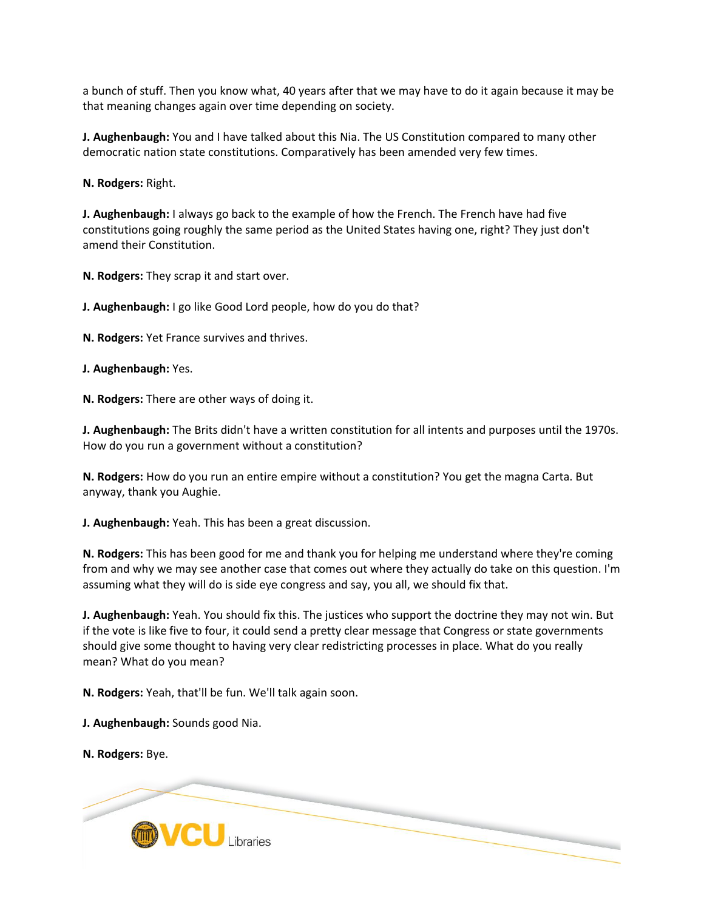a bunch of stuff. Then you know what, 40 years after that we may have to do it again because it may be that meaning changes again over time depending on society.

**J. Aughenbaugh:** You and I have talked about this Nia. The US Constitution compared to many other democratic nation state constitutions. Comparatively has been amended very few times.

**N. Rodgers:** Right.

**J. Aughenbaugh:** I always go back to the example of how the French. The French have had five constitutions going roughly the same period as the United States having one, right? They just don't amend their Constitution.

**N. Rodgers:** They scrap it and start over.

**J. Aughenbaugh:** I go like Good Lord people, how do you do that?

**N. Rodgers:** Yet France survives and thrives.

**J. Aughenbaugh:** Yes.

**N. Rodgers:** There are other ways of doing it.

**J. Aughenbaugh:** The Brits didn't have a written constitution for all intents and purposes until the 1970s. How do you run a government without a constitution?

**N. Rodgers:** How do you run an entire empire without a constitution? You get the magna Carta. But anyway, thank you Aughie.

**J. Aughenbaugh:** Yeah. This has been a great discussion.

**N. Rodgers:** This has been good for me and thank you for helping me understand where they're coming from and why we may see another case that comes out where they actually do take on this question. I'm assuming what they will do is side eye congress and say, you all, we should fix that.

**J. Aughenbaugh:** Yeah. You should fix this. The justices who support the doctrine they may not win. But if the vote is like five to four, it could send a pretty clear message that Congress or state governments should give some thought to having very clear redistricting processes in place. What do you really mean? What do you mean?

**N. Rodgers:** Yeah, that'll be fun. We'll talk again soon.

**J. Aughenbaugh:** Sounds good Nia.

**N. Rodgers:** Bye.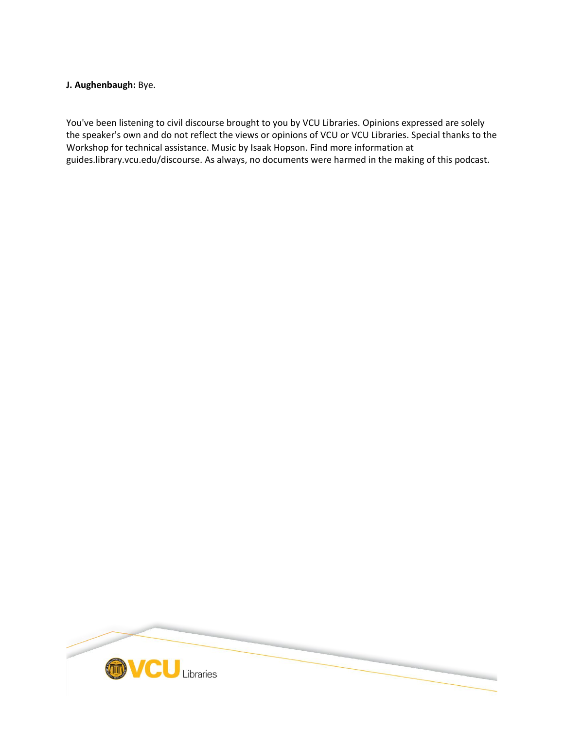**J. Aughenbaugh:** Bye.

You've been listening to civil discourse brought to you by VCU Libraries. Opinions expressed are solely the speaker's own and do not reflect the views or opinions of VCU or VCU Libraries. Special thanks to the Workshop for technical assistance. Music by Isaak Hopson. Find more information at guides.library.vcu.edu/discourse. As always, no documents were harmed in the making of this podcast.